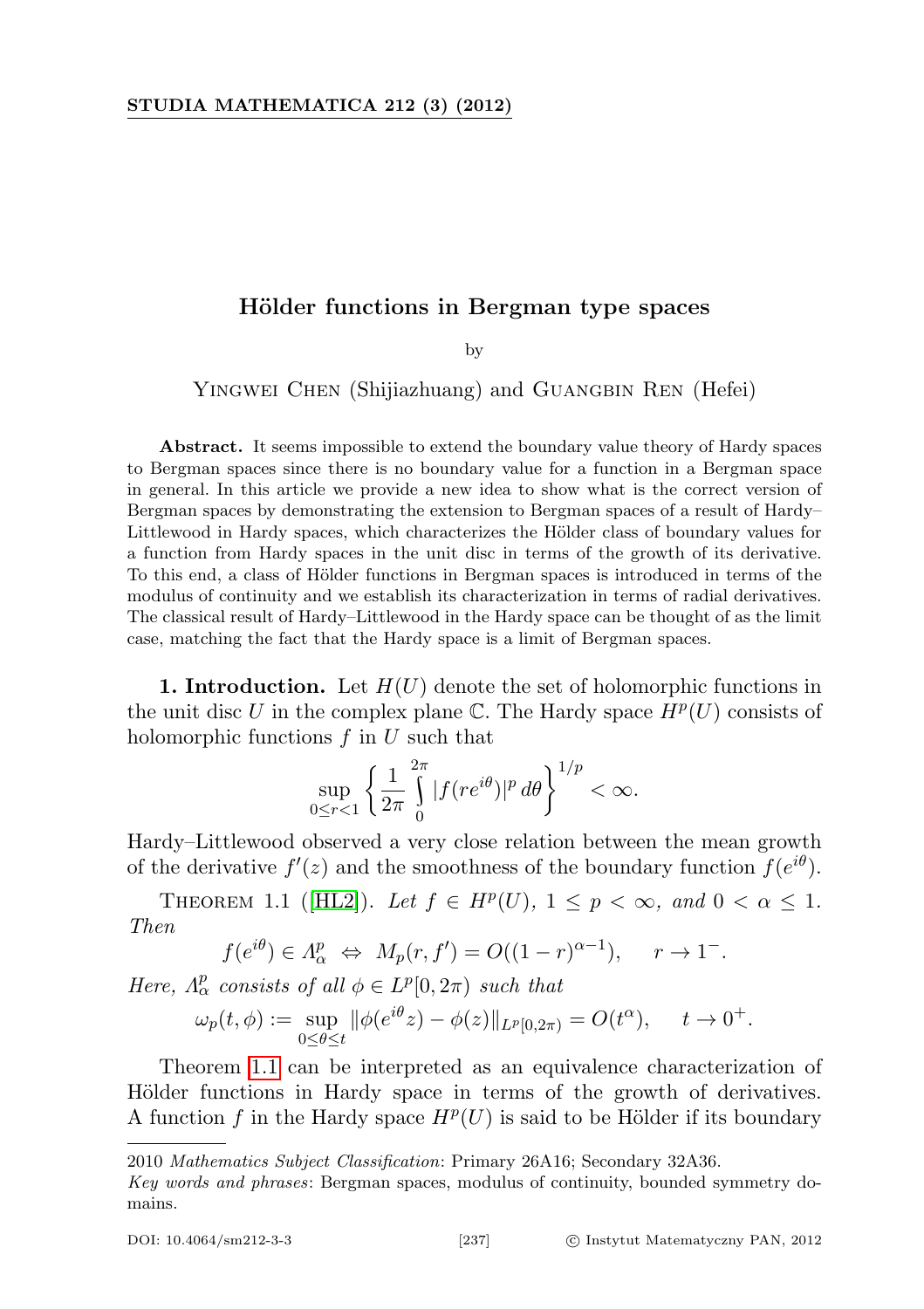# Hölder functions in Bergman type spaces

by

Yingwei Chen (Shijiazhuang) and Guangbin Ren (Hefei)

**Abstract.** It seems impossible to extend the boundary value theory of Hardy spaces to Bergman spaces since there is no boundary value for a function in a Bergman space in general. In this article we provide a new idea to show what is the correct version of Bergman spaces by demonstrating the extension to Bergman spaces of a result of Hardy–Littlewood in Hardy spaces, which characterizes the Hölder class of boundary values for a function from Hardy spaces in the unit disc in terms of the growth of its derivative. To this end, a class of Hölder functions in Bergman spaces is introduced in terms of the modulus of continuity and we establish its characterization in terms of radial derivatives. The classical result of Hardy–Littlewood in the Hardy space can be thought of as the limit case, matching the fact that the Hardy space is a limit of Bergman spaces.

**1. Introduction.** Let $H(U)$ denote the set of holomorphic functions in the unit disc $U$ in the complex plane $\mathbb{C}$. The Hardy space $H^p(U)$ consists of holomorphic functions $f$ in $U$ such that

$$\sup_{0\le r<1}\left\{\frac{1}{2\pi}\int_0^{2\pi}|f(re^{i\theta})|^p\,d\theta\right\}^{1/p}<\infty.$$

Hardy–Littlewood observed a very close relation between the mean growth of the derivative $f'(z)$ and the smoothness of the boundary function $f(e^{i\theta})$.

Theorem 1.1 ([HL2]). *Let $f\in H^p(U)$, $1\le p<\infty$, and $0<\alpha\le 1$. Then*

$$f(e^{i\theta})\in \Lambda^p_\alpha \;\Leftrightarrow\; M_p(r,f')=O((1-r)^{\alpha-1}),\qquad r\to 1^-.$$

*Here, $\Lambda^p_\alpha$ consists of all $\phi\in L^p[0,2\pi)$ such that*

$$\omega_p(t,\phi):=\sup_{0\le\theta\le t}\|\phi(e^{i\theta}z)-\phi(z)\|_{L^p[0,2\pi)}=O(t^\alpha),\qquad t\to 0^+.$$

Theorem 1.1 can be interpreted as an equivalence characterization of Hölder functions in Hardy space in terms of the growth of derivatives. A function $f$ in the Hardy space $H^p(U)$ is said to be Hölder if its boundary

---

2010 *Mathematics Subject Classification*: Primary 26A16; Secondary 32A36.

*Key words and phrases*: Bergman spaces, modulus of continuity, bounded symmetry domains.

DOI: 10.4064/sm212-3-3 © Instytut Matematyczny PAN, 2012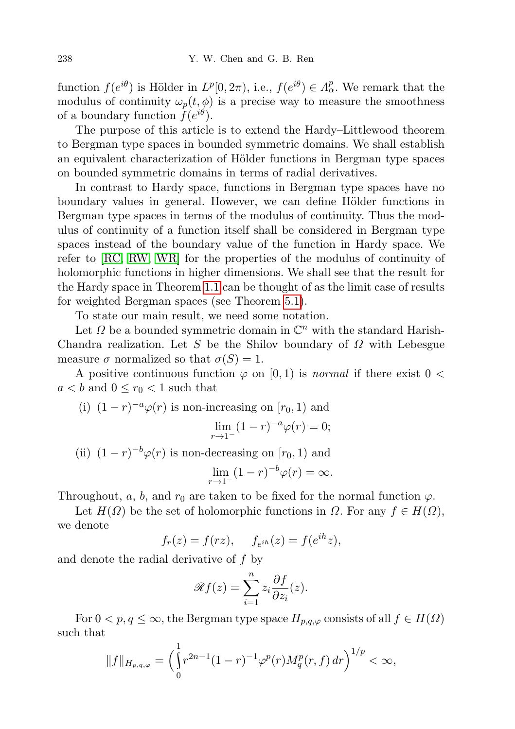function $f(e^{i\theta})$ is Hölder in $L^p[0, 2\pi)$, i.e., $f(e^{i\theta}) \in \Lambda^p_\alpha$. We remark that the modulus of continuity $\omega_p(t, \phi)$ is a precise way to measure the smoothness of a boundary function $f(e^{i\theta})$.

The purpose of this article is to extend the Hardy–Littlewood theorem to Bergman type spaces in bounded symmetric domains. We shall establish an equivalent characterization of Hölder functions in Bergman type spaces on bounded symmetric domains in terms of radial derivatives.

In contrast to Hardy space, functions in Bergman type spaces have no boundary values in general. However, we can define Hölder functions in Bergman type spaces in terms of the modulus of continuity. Thus the modulus of continuity of a function itself shall be considered in Bergman type spaces instead of the boundary value of the function in Hardy space. We refer to [RC, RW, WR] for the properties of the modulus of continuity of holomorphic functions in higher dimensions. We shall see that the result for the Hardy space in Theorem 1.1 can be thought of as the limit case of results for weighted Bergman spaces (see Theorem 5.1).

To state our main result, we need some notation.

Let $\Omega$ be a bounded symmetric domain in $\mathbb{C}^n$ with the standard Harish-Chandra realization. Let $S$ be the Shilov boundary of $\Omega$ with Lebesgue measure $\sigma$ normalized so that $\sigma(S) = 1$.

A positive continuous function $\varphi$ on $[0, 1)$ is *normal* if there exist $0 < a < b$ and $0 \le r_0 < 1$ such that

(i) $(1 - r)^{-a}\varphi(r)$ is non-increasing on $[r_0, 1)$ and
$$\lim_{r\to 1^-} (1 - r)^{-a}\varphi(r) = 0;$$

(ii) $(1 - r)^{-b}\varphi(r)$ is non-decreasing on $[r_0, 1)$ and
$$\lim_{r\to 1^-} (1 - r)^{-b}\varphi(r) = \infty.$$

Throughout, $a$, $b$, and $r_0$ are taken to be fixed for the normal function $\varphi$.

Let $H(\Omega)$ be the set of holomorphic functions in $\Omega$. For any $f \in H(\Omega)$, we denote
$$f_r(z) = f(rz), \qquad f_{e^{ih}}(z) = f(e^{ih}z),$$
and denote the radial derivative of $f$ by
$$\mathscr{R}f(z) = \sum_{i=1}^n z_i \frac{\partial f}{\partial z_i}(z).$$

For $0 < p, q \le \infty$, the Bergman type space $H_{p,q,\varphi}$ consists of all $f \in H(\Omega)$ such that
$$\|f\|_{H_{p,q,\varphi}} = \Big(\int_0^1 r^{2n-1}(1 - r)^{-1}\varphi^p(r) M_q^p(r, f)\, dr\Big)^{1/p} < \infty,$$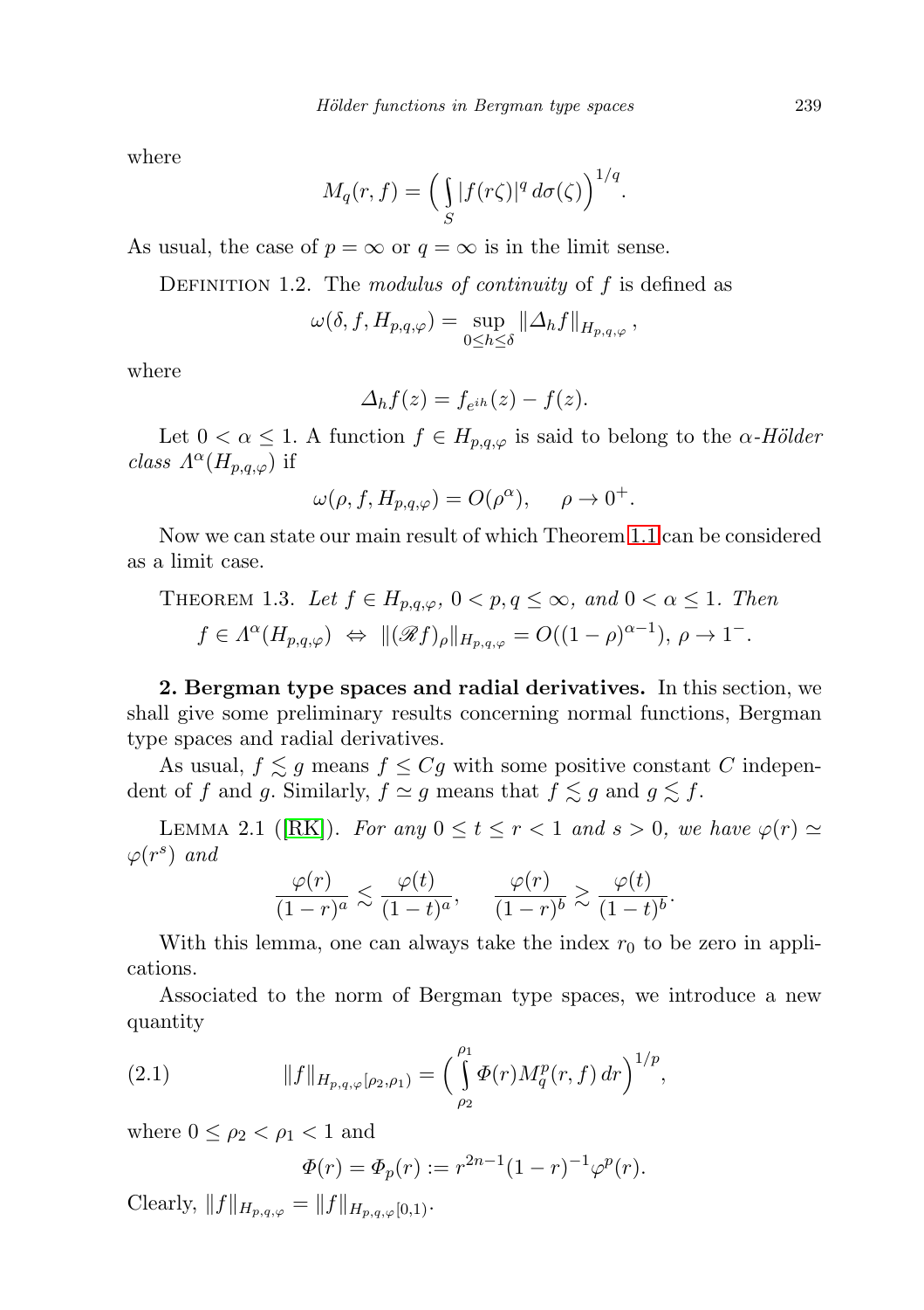where

$$M_q(r,f) = \Big( \int_S |f(r\zeta)|^q \, d\sigma(\zeta) \Big)^{1/q}.$$

As usual, the case of $p = \infty$ or $q = \infty$ is in the limit sense.

Definition 1.2. The *modulus of continuity* of $f$ is defined as

$$\omega(\delta, f, H_{p,q,\varphi}) = \sup_{0 \le h \le \delta} \|\Delta_h f\|_{H_{p,q,\varphi}},$$

where

$$\Delta_h f(z) = f_{e^{ih}}(z) - f(z).$$

Let $0 < \alpha \le 1$. A function $f \in H_{p,q,\varphi}$ is said to belong to the *$\alpha$-Hölder class* $\Lambda^\alpha(H_{p,q,\varphi})$ if

$$\omega(\rho, f, H_{p,q,\varphi}) = O(\rho^\alpha), \quad \rho \to 0^+.$$

Now we can state our main result of which Theorem 1.1 can be considered as a limit case.

Theorem 1.3. *Let $f \in H_{p,q,\varphi}$, $0 < p, q \le \infty$, and $0 < \alpha \le 1$. Then*

$$f \in \Lambda^\alpha(H_{p,q,\varphi}) \;\Leftrightarrow\; \|(\mathscr{R}f)_\rho\|_{H_{p,q,\varphi}} = O((1-\rho)^{\alpha-1}),\ \rho \to 1^-.$$

**2. Bergman type spaces and radial derivatives.** In this section, we shall give some preliminary results concerning normal functions, Bergman type spaces and radial derivatives.

As usual, $f \lesssim g$ means $f \le Cg$ with some positive constant $C$ independent of $f$ and $g$. Similarly, $f \simeq g$ means that $f \lesssim g$ and $g \lesssim f$.

Lemma 2.1 ([RK]). *For any $0 \le t \le r < 1$ and $s > 0$, we have $\varphi(r) \simeq \varphi(r^s)$ and*

$$\frac{\varphi(r)}{(1-r)^a} \lesssim \frac{\varphi(t)}{(1-t)^a}, \qquad \frac{\varphi(r)}{(1-r)^b} \gtrsim \frac{\varphi(t)}{(1-t)^b}.$$

With this lemma, one can always take the index $r_0$ to be zero in applications.

Associated to the norm of Bergman type spaces, we introduce a new quantity

$$\|f\|_{H_{p,q,\varphi}[\rho_2,\rho_1)} = \Big( \int_{\rho_2}^{\rho_1} \Phi(r) M_q^p(r,f) \, dr \Big)^{1/p}, \tag{2.1}$$

where $0 \le \rho_2 < \rho_1 < 1$ and

$$\Phi(r) = \Phi_p(r) := r^{2n-1}(1-r)^{-1}\varphi^p(r).$$

Clearly, $\|f\|_{H_{p,q,\varphi}} = \|f\|_{H_{p,q,\varphi}[0,1)}$.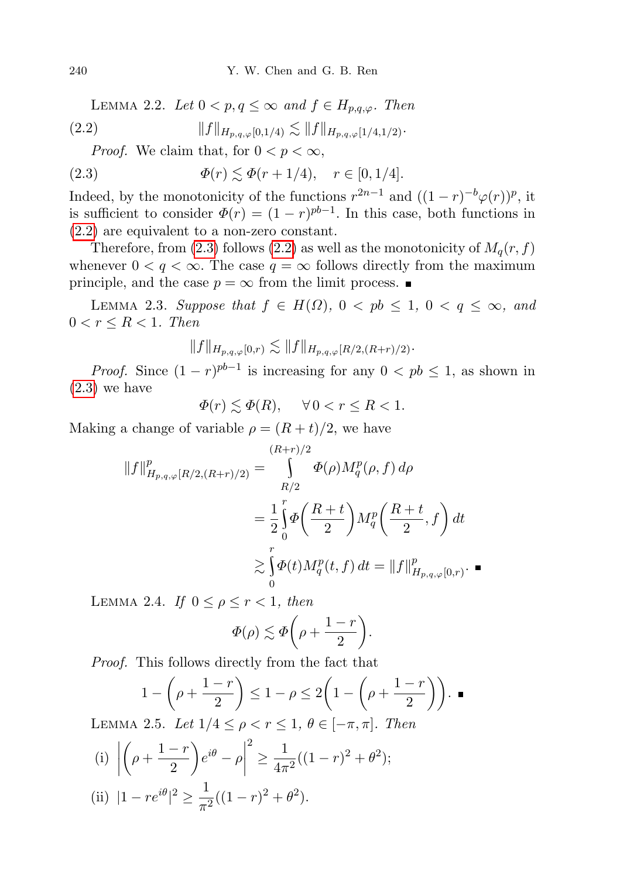**Lemma 2.2.** *Let $0 < p, q \le \infty$ and $f \in H_{p,q,\varphi}$. Then*

$$\|f\|_{H_{p,q,\varphi}[0,1/4)} \lesssim \|f\|_{H_{p,q,\varphi}[1/4,1/2)}. \tag{2.2}$$

*Proof.* We claim that, for $0 < p < \infty$,

$$\Phi(r) \lesssim \Phi(r + 1/4), \quad r \in [0, 1/4]. \tag{2.3}$$

Indeed, by the monotonicity of the functions $r^{2n-1}$ and $((1-r)^{-b}\varphi(r))^p$, it is sufficient to consider $\Phi(r) = (1-r)^{pb-1}$. In this case, both functions in (2.2) are equivalent to a non-zero constant.

Therefore, from (2.3) follows (2.2) as well as the monotonicity of $M_q(r, f)$ whenever $0 < q < \infty$. The case $q = \infty$ follows directly from the maximum principle, and the case $p = \infty$ from the limit process. ∎

**Lemma 2.3.** *Suppose that $f \in H(\Omega)$, $0 < pb \le 1$, $0 < q \le \infty$, and $0 < r \le R < 1$. Then*

$$\|f\|_{H_{p,q,\varphi}[0,r)} \lesssim \|f\|_{H_{p,q,\varphi}[R/2,(R+r)/2)}.$$

*Proof.* Since $(1-r)^{pb-1}$ is increasing for any $0 < pb \le 1$, as shown in (2.3) we have

$$\Phi(r) \lesssim \Phi(R), \quad \forall\, 0 < r \le R < 1.$$

Making a change of variable $\rho = (R + t)/2$, we have

$$\begin{aligned}
\|f\|^p_{H_{p,q,\varphi}[R/2,(R+r)/2)} &= \int_{R/2}^{(R+r)/2} \Phi(\rho) M_q^p(\rho, f)\, d\rho \\
&= \frac{1}{2}\int_0^r \Phi\left(\frac{R+t}{2}\right) M_q^p\left(\frac{R+t}{2}, f\right) dt \\
&\gtrsim \int_0^r \Phi(t) M_q^p(t, f)\, dt = \|f\|^p_{H_{p,q,\varphi}[0,r)}.
\end{aligned}$$ ∎

**Lemma 2.4.** *If $0 \le \rho \le r < 1$, then*

$$\Phi(\rho) \lesssim \Phi\left(\rho + \frac{1-r}{2}\right).$$

*Proof.* This follows directly from the fact that

$$1 - \left(\rho + \frac{1-r}{2}\right) \le 1 - \rho \le 2\left(1 - \left(\rho + \frac{1-r}{2}\right)\right).$$ ∎

**Lemma 2.5.** *Let $1/4 \le \rho < r \le 1$, $\theta \in [-\pi, \pi]$. Then*

(i) $\left|\left(\rho + \dfrac{1-r}{2}\right)e^{i\theta} - \rho\right|^2 \ge \dfrac{1}{4\pi^2}((1-r)^2 + \theta^2)$;

(ii) $|1 - re^{i\theta}|^2 \ge \dfrac{1}{\pi^2}((1-r)^2 + \theta^2)$.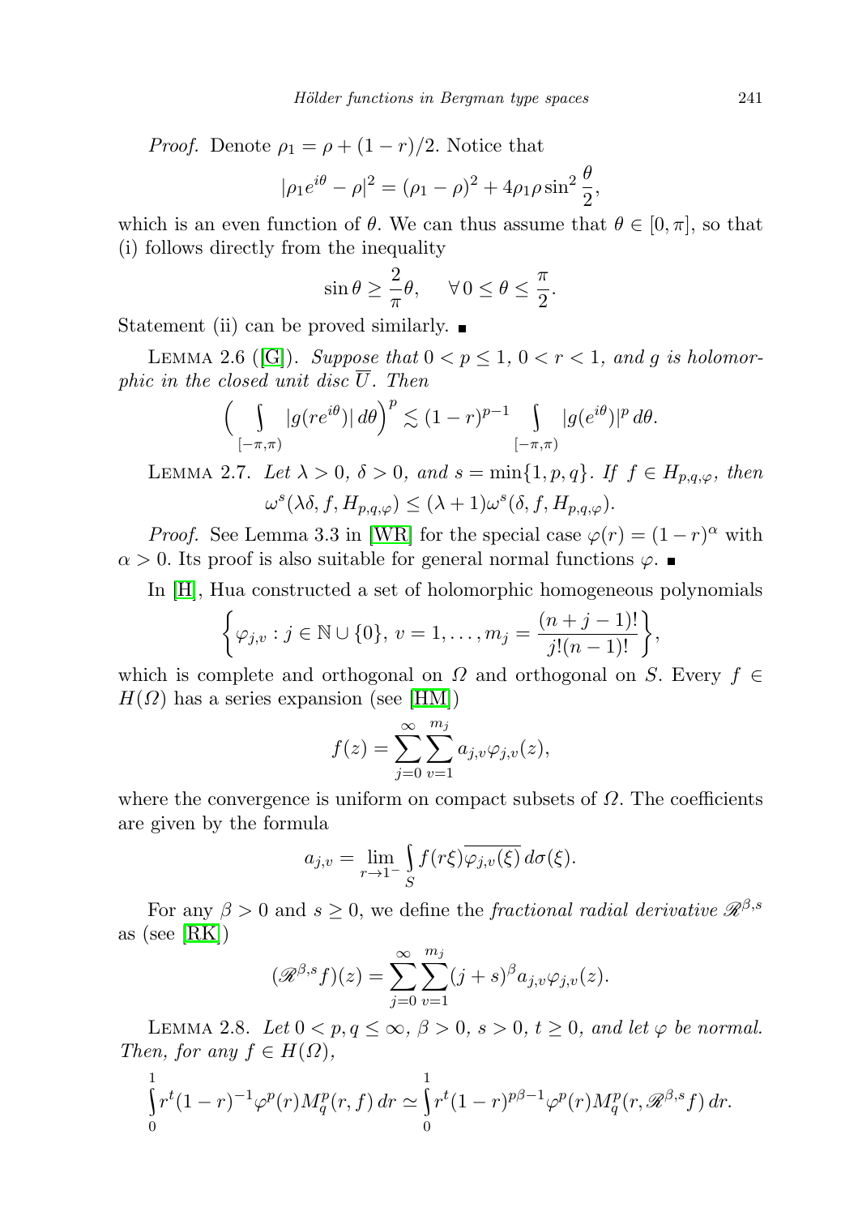*Proof.* Denote $\rho_1 = \rho + (1-r)/2$. Notice that

$$|\rho_1 e^{i\theta} - \rho|^2 = (\rho_1 - \rho)^2 + 4\rho_1\rho \sin^2 \frac{\theta}{2},$$

which is an even function of $\theta$. We can thus assume that $\theta \in [0, \pi]$, so that (i) follows directly from the inequality

$$\sin\theta \geq \frac{2}{\pi}\theta, \quad \forall\, 0 \leq \theta \leq \frac{\pi}{2}.$$

Statement (ii) can be proved similarly. ∎

Lemma 2.6 ([G]). *Suppose that $0 < p \leq 1$, $0 < r < 1$, and $g$ is holomorphic in the closed unit disc $\overline{U}$. Then*

$$\Big( \int\limits_{[-\pi,\pi)} |g(re^{i\theta})|\, d\theta \Big)^p \lesssim (1-r)^{p-1} \int\limits_{[-\pi,\pi)} |g(e^{i\theta})|^p\, d\theta.$$

Lemma 2.7. *Let $\lambda > 0$, $\delta > 0$, and $s = \min\{1, p, q\}$. If $f \in H_{p,q,\varphi}$, then*

$$\omega^s(\lambda\delta, f, H_{p,q,\varphi}) \leq (\lambda + 1)\omega^s(\delta, f, H_{p,q,\varphi}).$$

*Proof.* See Lemma 3.3 in [WR] for the special case $\varphi(r) = (1-r)^\alpha$ with $\alpha > 0$. Its proof is also suitable for general normal functions $\varphi$. ∎

In [H], Hua constructed a set of holomorphic homogeneous polynomials

$$\Big\{ \varphi_{j,v} : j \in \mathbb{N} \cup \{0\},\ v = 1, \ldots, m_j = \frac{(n+j-1)!}{j!(n-1)!} \Big\},$$

which is complete and orthogonal on $\Omega$ and orthogonal on $S$. Every $f \in H(\Omega)$ has a series expansion (see [HM])

$$f(z) = \sum_{j=0}^{\infty} \sum_{v=1}^{m_j} a_{j,v} \varphi_{j,v}(z),$$

where the convergence is uniform on compact subsets of $\Omega$. The coefficients are given by the formula

$$a_{j,v} = \lim_{r \to 1^-} \int\limits_S f(r\xi) \overline{\varphi_{j,v}(\xi)}\, d\sigma(\xi).$$

For any $\beta > 0$ and $s \geq 0$, we define the *fractional radial derivative* $\mathscr{R}^{\beta,s}$ as (see [RK])

$$(\mathscr{R}^{\beta,s} f)(z) = \sum_{j=0}^{\infty} \sum_{v=1}^{m_j} (j+s)^\beta a_{j,v} \varphi_{j,v}(z).$$

Lemma 2.8. *Let $0 < p, q \leq \infty$, $\beta > 0$, $s > 0$, $t \geq 0$, and let $\varphi$ be normal. Then, for any $f \in H(\Omega)$,*

$$\int\limits_0^1 r^t (1-r)^{-1} \varphi^p(r) M_q^p(r, f)\, dr \simeq \int\limits_0^1 r^t (1-r)^{p\beta - 1} \varphi^p(r) M_q^p(r, \mathscr{R}^{\beta,s} f)\, dr.$$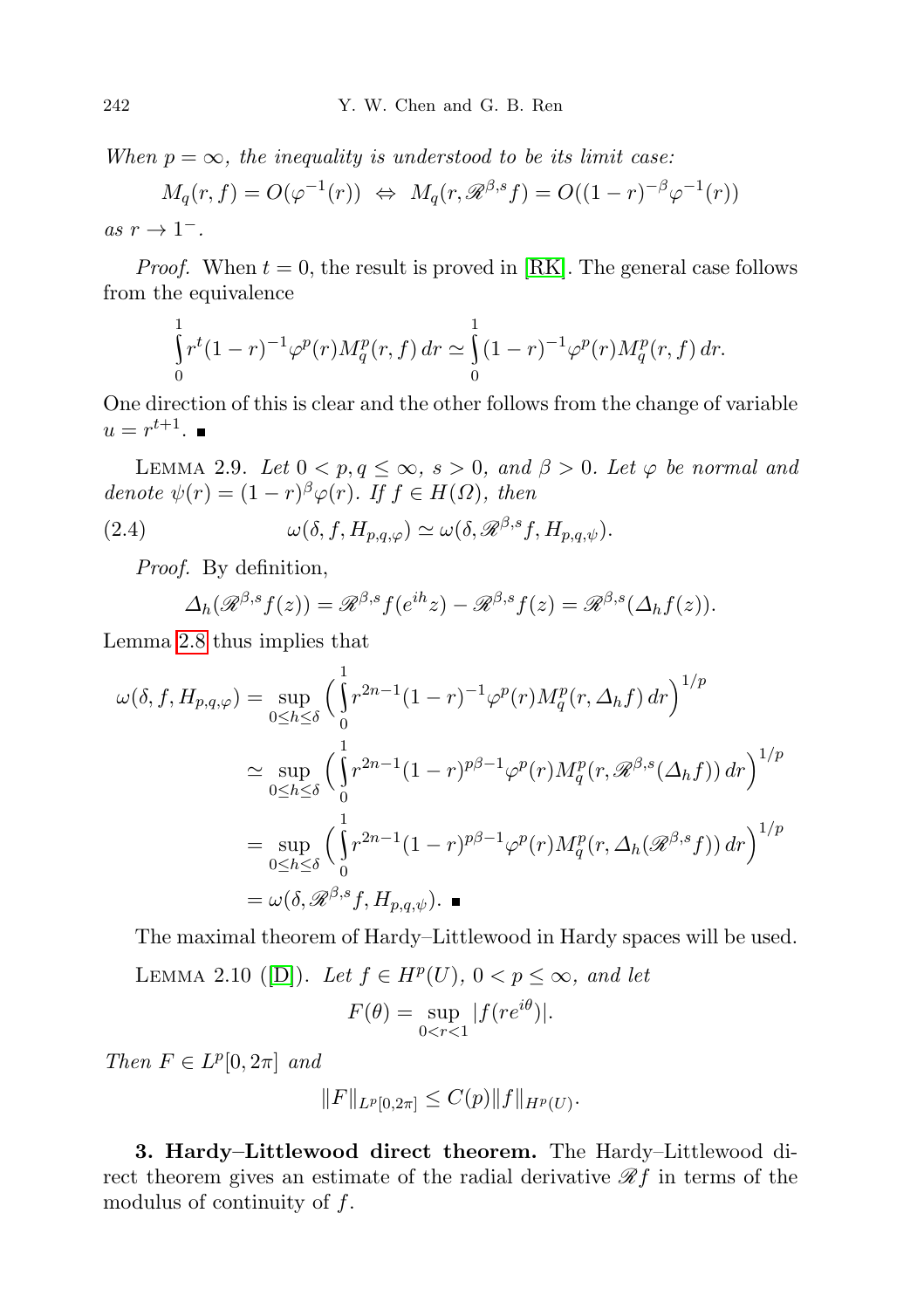*When $p = \infty$, the inequality is understood to be its limit case:*

$$M_q(r, f) = O(\varphi^{-1}(r)) \iff M_q(r, \mathscr{R}^{\beta,s} f) = O((1-r)^{-\beta}\varphi^{-1}(r))$$

*as $r \to 1^-$.*

*Proof.* When $t = 0$, the result is proved in [RK]. The general case follows from the equivalence

$$\int_0^1 r^t (1-r)^{-1}\varphi^p(r) M_q^p(r, f)\, dr \simeq \int_0^1 (1-r)^{-1}\varphi^p(r) M_q^p(r, f)\, dr.$$

One direction of this is clear and the other follows from the change of variable $u = r^{t+1}$. ∎

Lemma 2.9. *Let $0 < p, q \le \infty$, $s > 0$, and $\beta > 0$. Let $\varphi$ be normal and denote $\psi(r) = (1-r)^\beta \varphi(r)$. If $f \in H(\Omega)$, then*

$$\omega(\delta, f, H_{p,q,\varphi}) \simeq \omega(\delta, \mathscr{R}^{\beta,s} f, H_{p,q,\psi}). \tag{2.4}$$

*Proof.* By definition,

$$\Delta_h(\mathscr{R}^{\beta,s} f(z)) = \mathscr{R}^{\beta,s} f(e^{ih} z) - \mathscr{R}^{\beta,s} f(z) = \mathscr{R}^{\beta,s}(\Delta_h f(z)).$$

Lemma 2.8 thus implies that

$$\begin{aligned}
\omega(\delta, f, H_{p,q,\varphi}) &= \sup_{0 \le h \le \delta} \Big( \int_0^1 r^{2n-1}(1-r)^{-1}\varphi^p(r) M_q^p(r, \Delta_h f)\, dr \Big)^{1/p} \\
&\simeq \sup_{0 \le h \le \delta} \Big( \int_0^1 r^{2n-1}(1-r)^{p\beta-1}\varphi^p(r) M_q^p(r, \mathscr{R}^{\beta,s}(\Delta_h f))\, dr \Big)^{1/p} \\
&= \sup_{0 \le h \le \delta} \Big( \int_0^1 r^{2n-1}(1-r)^{p\beta-1}\varphi^p(r) M_q^p(r, \Delta_h(\mathscr{R}^{\beta,s} f))\, dr \Big)^{1/p} \\
&= \omega(\delta, \mathscr{R}^{\beta,s} f, H_{p,q,\psi}). \ ∎
\end{aligned}$$

The maximal theorem of Hardy–Littlewood in Hardy spaces will be used.

Lemma 2.10 ([D]). *Let $f \in H^p(U)$, $0 < p \le \infty$, and let*

$$F(\theta) = \sup_{0<r<1} |f(re^{i\theta})|.$$

*Then $F \in L^p[0, 2\pi]$ and*

$$\|F\|_{L^p[0,2\pi]} \le C(p) \|f\|_{H^p(U)}.$$

**3. Hardy–Littlewood direct theorem.** The Hardy–Littlewood direct theorem gives an estimate of the radial derivative $\mathscr{R} f$ in terms of the modulus of continuity of $f$.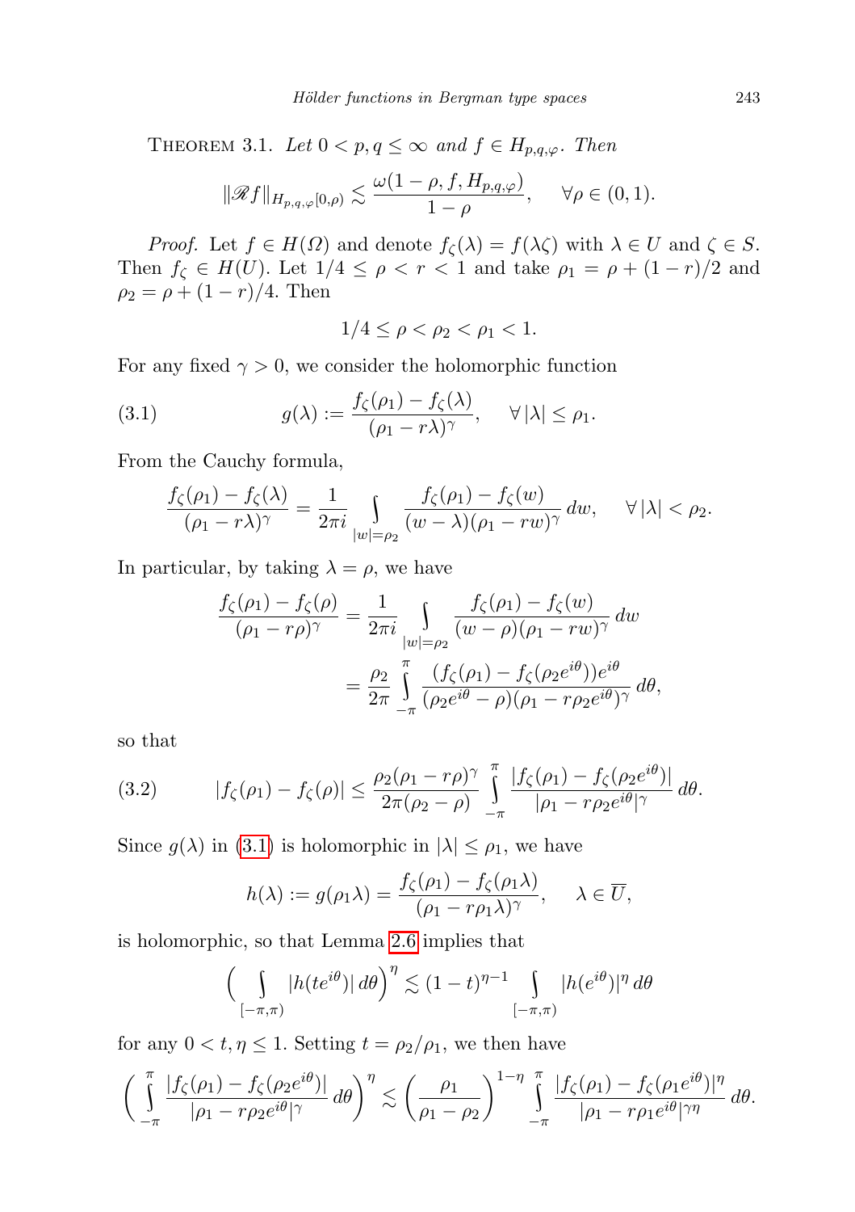**Theorem 3.1.** *Let $0 < p, q \leq \infty$ and $f \in H_{p,q,\varphi}$. Then*

$$\|\mathscr{R} f\|_{H_{p,q,\varphi}[0,\rho)} \lesssim \frac{\omega(1-\rho, f, H_{p,q,\varphi})}{1-\rho}, \quad \forall \rho \in (0,1).$$

*Proof.* Let $f \in H(\Omega)$ and denote $f_\zeta(\lambda) = f(\lambda\zeta)$ with $\lambda \in U$ and $\zeta \in S$. Then $f_\zeta \in H(U)$. Let $1/4 \leq \rho < r < 1$ and take $\rho_1 = \rho + (1-r)/2$ and $\rho_2 = \rho + (1-r)/4$. Then

$$1/4 \leq \rho < \rho_2 < \rho_1 < 1.$$

For any fixed $\gamma > 0$, we consider the holomorphic function

$$g(\lambda) := \frac{f_\zeta(\rho_1) - f_\zeta(\lambda)}{(\rho_1 - r\lambda)^\gamma}, \quad \forall |\lambda| \leq \rho_1. \tag{3.1}$$

From the Cauchy formula,

$$\frac{f_\zeta(\rho_1) - f_\zeta(\lambda)}{(\rho_1 - r\lambda)^\gamma} = \frac{1}{2\pi i} \int\limits_{|w|=\rho_2} \frac{f_\zeta(\rho_1) - f_\zeta(w)}{(w-\lambda)(\rho_1 - rw)^\gamma}\, dw, \quad \forall |\lambda| < \rho_2.$$

In particular, by taking $\lambda = \rho$, we have

$$\begin{aligned}
\frac{f_\zeta(\rho_1) - f_\zeta(\rho)}{(\rho_1 - r\rho)^\gamma} &= \frac{1}{2\pi i} \int\limits_{|w|=\rho_2} \frac{f_\zeta(\rho_1) - f_\zeta(w)}{(w-\rho)(\rho_1 - rw)^\gamma}\, dw \\
&= \frac{\rho_2}{2\pi} \int\limits_{-\pi}^{\pi} \frac{(f_\zeta(\rho_1) - f_\zeta(\rho_2 e^{i\theta}))e^{i\theta}}{(\rho_2 e^{i\theta} - \rho)(\rho_1 - r\rho_2 e^{i\theta})^\gamma}\, d\theta,
\end{aligned}$$

so that

$$|f_\zeta(\rho_1) - f_\zeta(\rho)| \leq \frac{\rho_2(\rho_1 - r\rho)^\gamma}{2\pi(\rho_2 - \rho)} \int\limits_{-\pi}^{\pi} \frac{|f_\zeta(\rho_1) - f_\zeta(\rho_2 e^{i\theta})|}{|\rho_1 - r\rho_2 e^{i\theta}|^\gamma}\, d\theta. \tag{3.2}$$

Since $g(\lambda)$ in (3.1) is holomorphic in $|\lambda| \leq \rho_1$, we have

$$h(\lambda) := g(\rho_1 \lambda) = \frac{f_\zeta(\rho_1) - f_\zeta(\rho_1\lambda)}{(\rho_1 - r\rho_1\lambda)^\gamma}, \quad \lambda \in \overline{U},$$

is holomorphic, so that Lemma 2.6 implies that

$$\Big( \int\limits_{[-\pi,\pi)} |h(te^{i\theta})|\, d\theta \Big)^\eta \lesssim (1-t)^{\eta-1} \int\limits_{[-\pi,\pi)} |h(e^{i\theta})|^\eta\, d\theta$$

for any $0 < t, \eta \leq 1$. Setting $t = \rho_2/\rho_1$, we then have

$$\Big( \int\limits_{-\pi}^{\pi} \frac{|f_\zeta(\rho_1) - f_\zeta(\rho_2 e^{i\theta})|}{|\rho_1 - r\rho_2 e^{i\theta}|^\gamma}\, d\theta \Big)^\eta \lesssim \Big( \frac{\rho_1}{\rho_1 - \rho_2} \Big)^{1-\eta} \int\limits_{-\pi}^{\pi} \frac{|f_\zeta(\rho_1) - f_\zeta(\rho_1 e^{i\theta})|^\eta}{|\rho_1 - r\rho_1 e^{i\theta}|^{\gamma\eta}}\, d\theta.$$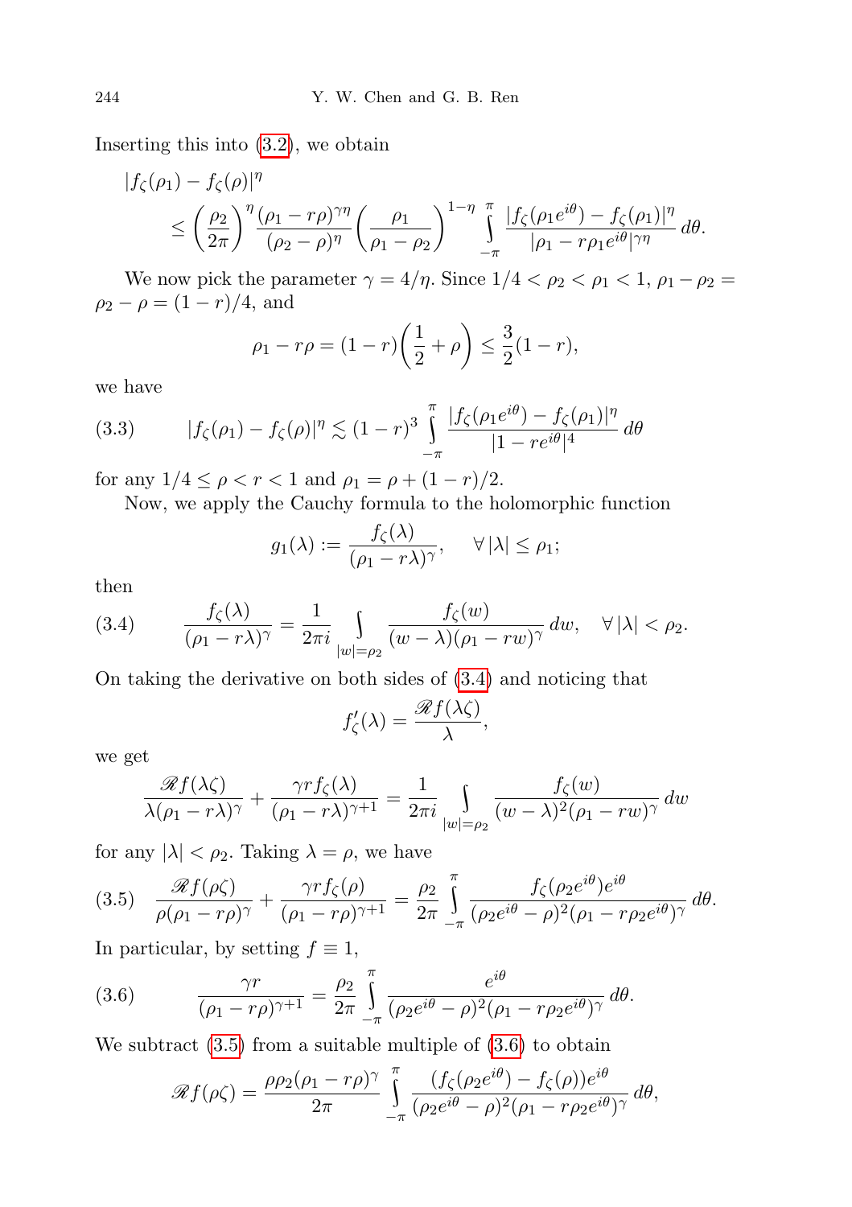Inserting this into (3.2), we obtain

$$
\begin{aligned}
&|f_\zeta(\rho_1) - f_\zeta(\rho)|^\eta \\
&\qquad \le \left(\frac{\rho_2}{2\pi}\right)^\eta \frac{(\rho_1 - r\rho)^{\gamma\eta}}{(\rho_2-\rho)^\eta}\left(\frac{\rho_1}{\rho_1-\rho_2}\right)^{1-\eta} \int_{-\pi}^{\pi} \frac{|f_\zeta(\rho_1 e^{i\theta}) - f_\zeta(\rho_1)|^\eta}{|\rho_1 - r\rho_1 e^{i\theta}|^{\gamma\eta}}\, d\theta.
\end{aligned}
$$

We now pick the parameter $\gamma = 4/\eta$. Since $1/4 < \rho_2 < \rho_1 < 1$, $\rho_1 - \rho_2 = \rho_2 - \rho = (1-r)/4$, and

$$
\rho_1 - r\rho = (1-r)\left(\frac{1}{2} + \rho\right) \le \frac{3}{2}(1-r),
$$

we have

$$
|f_\zeta(\rho_1) - f_\zeta(\rho)|^\eta \lesssim (1-r)^3 \int_{-\pi}^{\pi} \frac{|f_\zeta(\rho_1 e^{i\theta}) - f_\zeta(\rho_1)|^\eta}{|1-re^{i\theta}|^4}\, d\theta \tag{3.3}
$$

for any $1/4 \le \rho < r < 1$ and $\rho_1 = \rho + (1-r)/2$.

Now, we apply the Cauchy formula to the holomorphic function

$$
g_1(\lambda) := \frac{f_\zeta(\lambda)}{(\rho_1 - r\lambda)^\gamma}, \quad \forall\, |\lambda| \le \rho_1;
$$

then

$$
\frac{f_\zeta(\lambda)}{(\rho_1 - r\lambda)^\gamma} = \frac{1}{2\pi i} \int_{|w|=\rho_2} \frac{f_\zeta(w)}{(w-\lambda)(\rho_1 - rw)^\gamma}\, dw, \quad \forall\, |\lambda| < \rho_2. \tag{3.4}
$$

On taking the derivative on both sides of (3.4) and noticing that

$$
f_\zeta'(\lambda) = \frac{\mathscr{R} f(\lambda\zeta)}{\lambda},
$$

we get

$$
\frac{\mathscr{R} f(\lambda\zeta)}{\lambda(\rho_1 - r\lambda)^\gamma} + \frac{\gamma r f_\zeta(\lambda)}{(\rho_1 - r\lambda)^{\gamma+1}} = \frac{1}{2\pi i}\int_{|w|=\rho_2} \frac{f_\zeta(w)}{(w-\lambda)^2(\rho_1 - rw)^\gamma}\, dw
$$

for any $|\lambda| < \rho_2$. Taking $\lambda = \rho$, we have

$$
\frac{\mathscr{R} f(\rho\zeta)}{\rho(\rho_1 - r\rho)^\gamma} + \frac{\gamma r f_\zeta(\rho)}{(\rho_1 - r\rho)^{\gamma+1}} = \frac{\rho_2}{2\pi}\int_{-\pi}^{\pi} \frac{f_\zeta(\rho_2 e^{i\theta}) e^{i\theta}}{(\rho_2 e^{i\theta} - \rho)^2 (\rho_1 - r\rho_2 e^{i\theta})^\gamma}\, d\theta. \tag{3.5}
$$

In particular, by setting $f \equiv 1$,

$$
\frac{\gamma r}{(\rho_1 - r\rho)^{\gamma+1}} = \frac{\rho_2}{2\pi}\int_{-\pi}^{\pi} \frac{e^{i\theta}}{(\rho_2 e^{i\theta} - \rho)^2 (\rho_1 - r\rho_2 e^{i\theta})^\gamma}\, d\theta. \tag{3.6}
$$

We subtract (3.5) from a suitable multiple of (3.6) to obtain

$$
\mathscr{R} f(\rho\zeta) = \frac{\rho\rho_2(\rho_1 - r\rho)^\gamma}{2\pi}\int_{-\pi}^{\pi} \frac{(f_\zeta(\rho_2 e^{i\theta}) - f_\zeta(\rho)) e^{i\theta}}{(\rho_2 e^{i\theta} - \rho)^2 (\rho_1 - r\rho_2 e^{i\theta})^\gamma}\, d\theta,
$$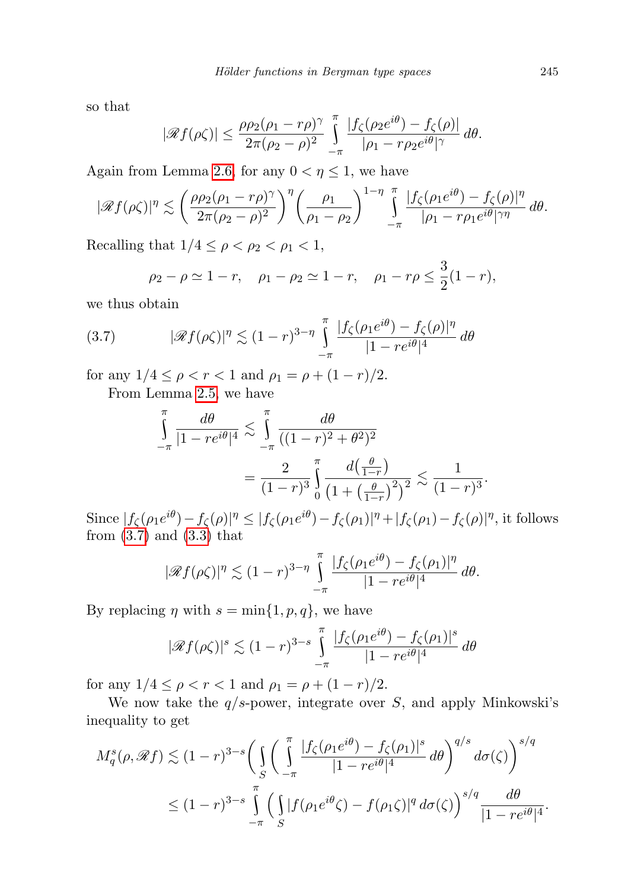so that

$$|\mathscr{R}f(\rho\zeta)| \le \frac{\rho\rho_2(\rho_1 - r\rho)^\gamma}{2\pi(\rho_2-\rho)^2} \int_{-\pi}^{\pi} \frac{|f_\zeta(\rho_2 e^{i\theta}) - f_\zeta(\rho)|}{|\rho_1 - r\rho_2 e^{i\theta}|^\gamma}\, d\theta.$$

Again from Lemma 2.6, for any $0<\eta\le 1$, we have

$$|\mathscr{R}f(\rho\zeta)|^\eta \lesssim \left(\frac{\rho\rho_2(\rho_1 - r\rho)^\gamma}{2\pi(\rho_2-\rho)^2}\right)^\eta \left(\frac{\rho_1}{\rho_1-\rho_2}\right)^{1-\eta} \int_{-\pi}^{\pi} \frac{|f_\zeta(\rho_1 e^{i\theta}) - f_\zeta(\rho)|^\eta}{|\rho_1 - r\rho_1 e^{i\theta}|^{\gamma\eta}}\, d\theta.$$

Recalling that $1/4 \le \rho < \rho_2 < \rho_1 < 1$,

$$\rho_2 - \rho \simeq 1-r, \quad \rho_1 - \rho_2 \simeq 1-r, \quad \rho_1 - r\rho \le \frac{3}{2}(1-r),$$

we thus obtain

$$|\mathscr{R}f(\rho\zeta)|^\eta \lesssim (1-r)^{3-\eta} \int_{-\pi}^{\pi} \frac{|f_\zeta(\rho_1 e^{i\theta}) - f_\zeta(\rho)|^\eta}{|1-re^{i\theta}|^4}\, d\theta \tag{3.7}$$

for any $1/4 \le \rho < r < 1$ and $\rho_1 = \rho + (1-r)/2$.

From Lemma 2.5, we have

$$\begin{aligned}
\int_{-\pi}^{\pi} \frac{d\theta}{|1-re^{i\theta}|^4} &\lesssim \int_{-\pi}^{\pi} \frac{d\theta}{((1-r)^2+\theta^2)^2} \\
&= \frac{2}{(1-r)^3} \int_0^{\pi} \frac{d\big(\frac{\theta}{1-r}\big)}{\big(1+\big(\frac{\theta}{1-r}\big)^2\big)^2} \lesssim \frac{1}{(1-r)^3}.
\end{aligned}$$

Since $|f_\zeta(\rho_1 e^{i\theta}) - f_\zeta(\rho)|^\eta \le |f_\zeta(\rho_1 e^{i\theta}) - f_\zeta(\rho_1)|^\eta + |f_\zeta(\rho_1) - f_\zeta(\rho)|^\eta$, it follows from (3.7) and (3.3) that

$$|\mathscr{R}f(\rho\zeta)|^\eta \lesssim (1-r)^{3-\eta} \int_{-\pi}^{\pi} \frac{|f_\zeta(\rho_1 e^{i\theta}) - f_\zeta(\rho_1)|^\eta}{|1-re^{i\theta}|^4}\, d\theta.$$

By replacing $\eta$ with $s=\min\{1,p,q\}$, we have

$$|\mathscr{R}f(\rho\zeta)|^s \lesssim (1-r)^{3-s} \int_{-\pi}^{\pi} \frac{|f_\zeta(\rho_1 e^{i\theta}) - f_\zeta(\rho_1)|^s}{|1-re^{i\theta}|^4}\, d\theta$$

for any $1/4 \le \rho < r < 1$ and $\rho_1 = \rho + (1-r)/2$.

We now take the $q/s$-power, integrate over $S$, and apply Minkowski's inequality to get

$$\begin{aligned}
M_q^s(\rho, \mathscr{R}f) &\lesssim (1-r)^{3-s} \bigg( \int_S \bigg( \int_{-\pi}^{\pi} \frac{|f_\zeta(\rho_1 e^{i\theta}) - f_\zeta(\rho_1)|^s}{|1-re^{i\theta}|^4}\, d\theta \bigg)^{q/s} d\sigma(\zeta) \bigg)^{s/q} \\
&\le (1-r)^{3-s} \int_{-\pi}^{\pi} \bigg( \int_S |f(\rho_1 e^{i\theta}\zeta) - f(\rho_1\zeta)|^q\, d\sigma(\zeta) \bigg)^{s/q} \frac{d\theta}{|1-re^{i\theta}|^4}.
\end{aligned}$$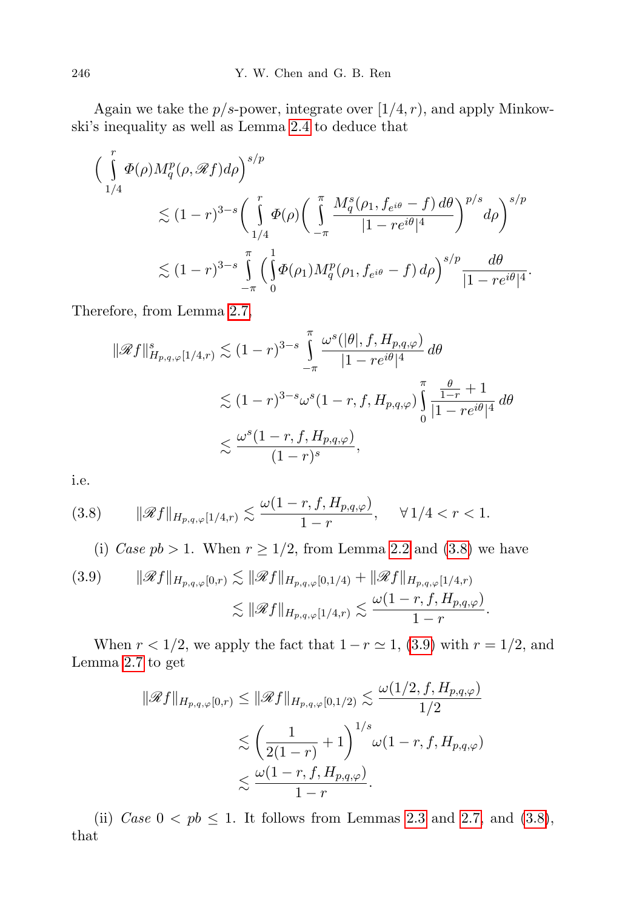Again we take the $p/s$-power, integrate over $[1/4, r)$, and apply Minkowski's inequality as well as Lemma 2.4 to deduce that

$$
\begin{aligned}
\Big( \int_{1/4}^{r} \Phi(\rho) M_q^p(\rho, \mathscr{R} f) d\rho \Big)^{s/p} & \\
&\lesssim (1-r)^{3-s} \Big( \int_{1/4}^{r} \Phi(\rho) \Big( \int_{-\pi}^{\pi} \frac{M_q^s(\rho_1, f_{e^{i\theta}} - f)\, d\theta}{|1 - re^{i\theta}|^4} \Big)^{p/s} d\rho \Big)^{s/p} \\
&\lesssim (1-r)^{3-s} \int_{-\pi}^{\pi} \Big( \int_0^1 \Phi(\rho_1) M_q^p(\rho_1, f_{e^{i\theta}} - f)\, d\rho \Big)^{s/p} \frac{d\theta}{|1 - re^{i\theta}|^4}.
\end{aligned}
$$

Therefore, from Lemma 2.7,

$$
\begin{aligned}
\|\mathscr{R} f\|^s_{H_{p,q,\varphi}[1/4,r)} &\lesssim (1-r)^{3-s} \int_{-\pi}^{\pi} \frac{\omega^s(|\theta|, f, H_{p,q,\varphi})}{|1 - re^{i\theta}|^4}\, d\theta \\
&\lesssim (1-r)^{3-s} \omega^s(1-r, f, H_{p,q,\varphi}) \int_0^{\pi} \frac{\frac{\theta}{1-r} + 1}{|1 - re^{i\theta}|^4}\, d\theta \\
&\lesssim \frac{\omega^s(1-r, f, H_{p,q,\varphi})}{(1-r)^s},
\end{aligned}
$$

i.e.

$$
\|\mathscr{R} f\|_{H_{p,q,\varphi}[1/4,r)} \lesssim \frac{\omega(1-r, f, H_{p,q,\varphi})}{1-r}, \quad \forall\, 1/4 < r < 1. \tag{3.8}
$$

(i) *Case* $pb > 1$. When $r \geq 1/2$, from Lemma 2.2 and (3.8) we have

$$
\begin{aligned}
\|\mathscr{R} f\|_{H_{p,q,\varphi}[0,r)} &\lesssim \|\mathscr{R} f\|_{H_{p,q,\varphi}[0,1/4)} + \|\mathscr{R} f\|_{H_{p,q,\varphi}[1/4,r)} \\
&\lesssim \|\mathscr{R} f\|_{H_{p,q,\varphi}[1/4,r)} \lesssim \frac{\omega(1-r, f, H_{p,q,\varphi})}{1-r}.
\end{aligned} \tag{3.9}
$$

When $r < 1/2$, we apply the fact that $1 - r \simeq 1$, (3.9) with $r = 1/2$, and Lemma 2.7 to get

$$
\begin{aligned}
\|\mathscr{R} f\|_{H_{p,q,\varphi}[0,r)} \leq \|\mathscr{R} f\|_{H_{p,q,\varphi}[0,1/2)} &\lesssim \frac{\omega(1/2, f, H_{p,q,\varphi})}{1/2} \\
&\lesssim \Big( \frac{1}{2(1-r)} + 1 \Big)^{1/s} \omega(1-r, f, H_{p,q,\varphi}) \\
&\lesssim \frac{\omega(1-r, f, H_{p,q,\varphi})}{1-r}.
\end{aligned}
$$

(ii) *Case* $0 < pb \leq 1$. It follows from Lemmas 2.3 and 2.7, and (3.8), that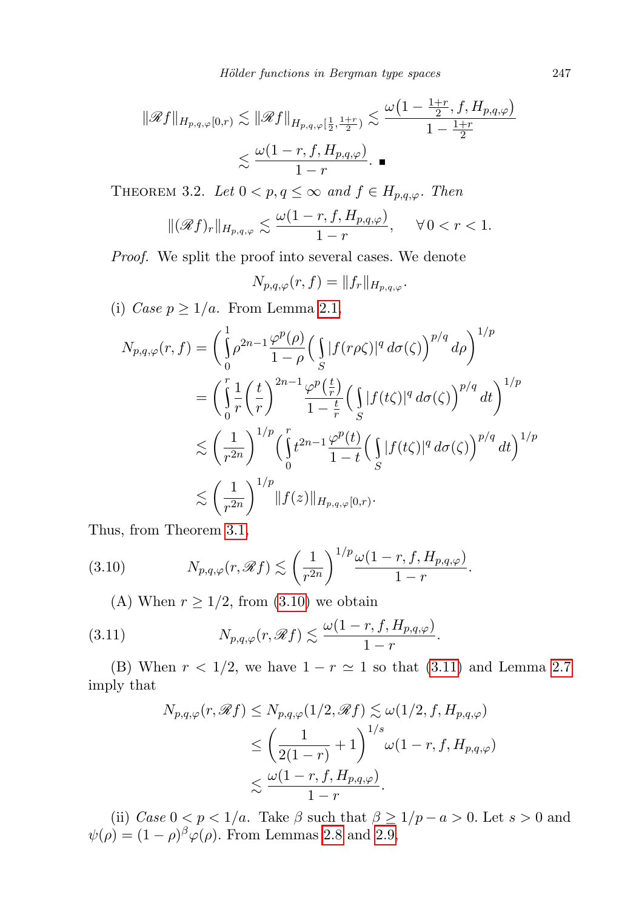$$\|\mathscr{R}f\|_{H_{p,q,\varphi}[0,r)} \lesssim \|\mathscr{R}f\|_{H_{p,q,\varphi}[\frac{1}{2},\frac{1+r}{2})} \lesssim \frac{\omega\big(1-\frac{1+r}{2}, f, H_{p,q,\varphi}\big)}{1-\frac{1+r}{2}}$$
$$\lesssim \frac{\omega(1-r, f, H_{p,q,\varphi})}{1-r}. \ \blacksquare$$

THEOREM 3.2. *Let $0 < p, q \le \infty$ and $f \in H_{p,q,\varphi}$. Then*

$$\|(\mathscr{R}f)_r\|_{H_{p,q,\varphi}} \lesssim \frac{\omega(1-r, f, H_{p,q,\varphi})}{1-r}, \qquad \forall\, 0 < r < 1.$$

*Proof.* We split the proof into several cases. We denote

$$N_{p,q,\varphi}(r,f) = \|f_r\|_{H_{p,q,\varphi}}.$$

(i) *Case $p \ge 1/a$.* From Lemma 2.1,

$$\begin{aligned}
N_{p,q,\varphi}(r,f) &= \bigg(\int_0^1 \rho^{2n-1}\frac{\varphi^p(\rho)}{1-\rho}\Big(\int_S |f(r\rho\zeta)|^q\, d\sigma(\zeta)\Big)^{p/q} d\rho\bigg)^{1/p} \\
&= \bigg(\int_0^r \frac{1}{r}\Big(\frac{t}{r}\Big)^{2n-1}\frac{\varphi^p\big(\frac{t}{r}\big)}{1-\frac{t}{r}}\Big(\int_S |f(t\zeta)|^q\, d\sigma(\zeta)\Big)^{p/q} dt\bigg)^{1/p} \\
&\lesssim \Big(\frac{1}{r^{2n}}\Big)^{1/p}\bigg(\int_0^r t^{2n-1}\frac{\varphi^p(t)}{1-t}\Big(\int_S |f(t\zeta)|^q\, d\sigma(\zeta)\Big)^{p/q} dt\bigg)^{1/p} \\
&\lesssim \Big(\frac{1}{r^{2n}}\Big)^{1/p}\|f(z)\|_{H_{p,q,\varphi}[0,r)}.
\end{aligned}$$

Thus, from Theorem 3.1,

$$N_{p,q,\varphi}(r,\mathscr{R}f) \lesssim \Big(\frac{1}{r^{2n}}\Big)^{1/p}\frac{\omega(1-r,f,H_{p,q,\varphi})}{1-r}. \tag{3.10}$$

(A) When $r \ge 1/2$, from (3.10) we obtain

$$N_{p,q,\varphi}(r,\mathscr{R}f) \lesssim \frac{\omega(1-r,f,H_{p,q,\varphi})}{1-r}. \tag{3.11}$$

(B) When $r < 1/2$, we have $1-r \simeq 1$ so that (3.11) and Lemma 2.7 imply that

$$\begin{aligned}
N_{p,q,\varphi}(r,\mathscr{R}f) &\le N_{p,q,\varphi}(1/2,\mathscr{R}f) \lesssim \omega(1/2,f,H_{p,q,\varphi}) \\
&\le \Big(\frac{1}{2(1-r)}+1\Big)^{1/s}\omega(1-r,f,H_{p,q,\varphi}) \\
&\lesssim \frac{\omega(1-r,f,H_{p,q,\varphi})}{1-r}.
\end{aligned}$$

(ii) *Case $0 < p < 1/a$.* Take $\beta$ such that $\beta \ge 1/p - a > 0$. Let $s > 0$ and $\psi(\rho) = (1-\rho)^\beta\varphi(\rho)$. From Lemmas 2.8 and 2.9,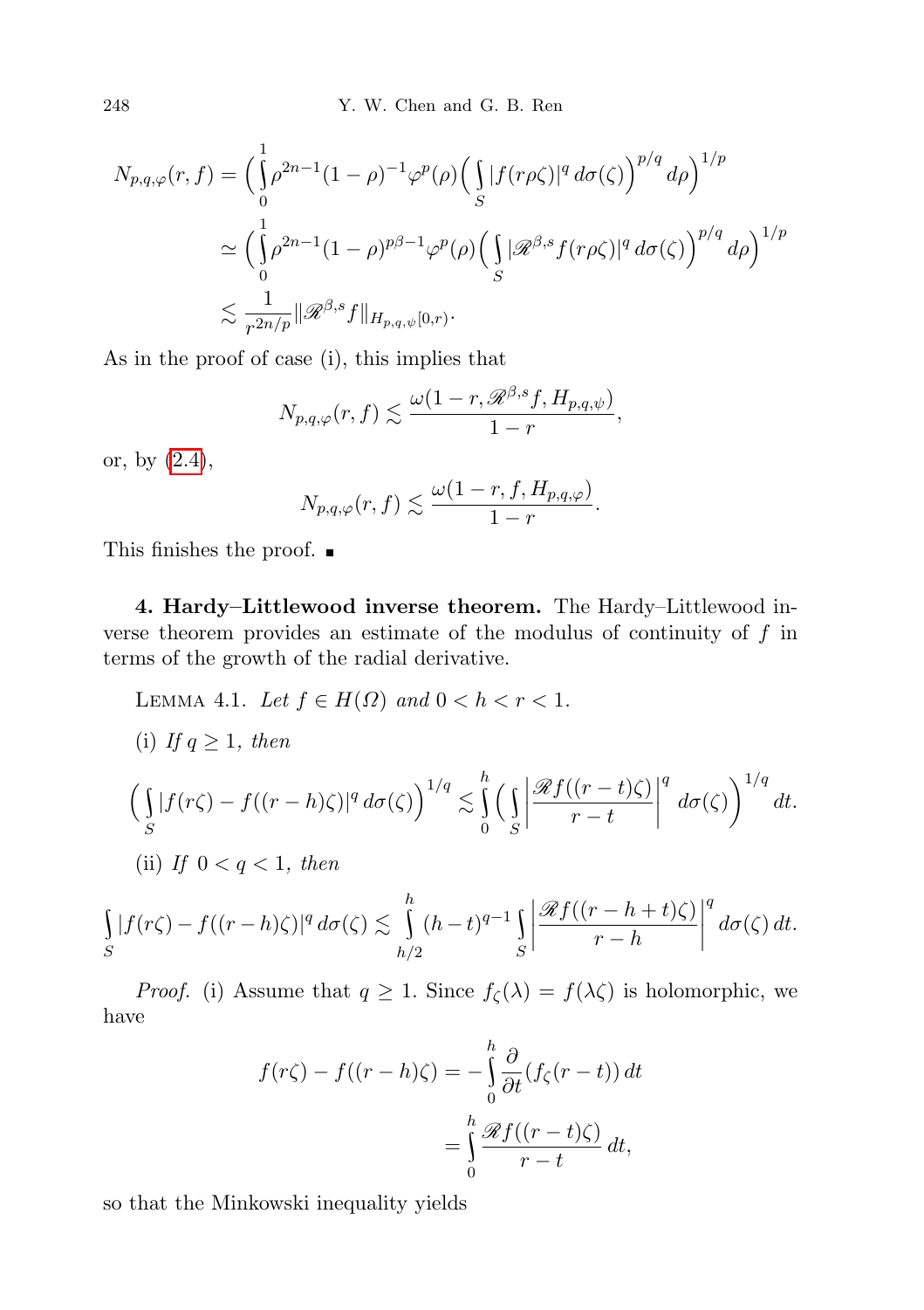$$
\begin{aligned}
N_{p,q,\varphi}(r,f) &= \Big(\int_0^1 \rho^{2n-1}(1-\rho)^{-1}\varphi^p(\rho)\Big(\int_S |f(r\rho\zeta)|^q\,d\sigma(\zeta)\Big)^{p/q}d\rho\Big)^{1/p}\\
&\simeq \Big(\int_0^1 \rho^{2n-1}(1-\rho)^{p\beta-1}\varphi^p(\rho)\Big(\int_S |\mathscr{R}^{\beta,s}f(r\rho\zeta)|^q\,d\sigma(\zeta)\Big)^{p/q}d\rho\Big)^{1/p}\\
&\lesssim \frac{1}{r^{2n/p}}\|\mathscr{R}^{\beta,s}f\|_{H_{p,q,\psi}[0,r)}.
\end{aligned}
$$

As in the proof of case (i), this implies that

$$
N_{p,q,\varphi}(r,f) \lesssim \frac{\omega(1-r,\mathscr{R}^{\beta,s}f,H_{p,q,\psi})}{1-r},
$$

or, by (2.4),

$$
N_{p,q,\varphi}(r,f) \lesssim \frac{\omega(1-r,f,H_{p,q,\varphi})}{1-r}.
$$

This finishes the proof. ■

**4. Hardy–Littlewood inverse theorem.** The Hardy–Littlewood inverse theorem provides an estimate of the modulus of continuity of $f$ in terms of the growth of the radial derivative.

Lemma 4.1. *Let $f \in H(\Omega)$ and $0 < h < r < 1$.*

(i) *If $q \geq 1$, then*

$$
\Big(\int_S |f(r\zeta)-f((r-h)\zeta)|^q\,d\sigma(\zeta)\Big)^{1/q} \lesssim \int_0^h \Big(\int_S \Big|\frac{\mathscr{R}f((r-t)\zeta)}{r-t}\Big|^q\,d\sigma(\zeta)\Big)^{1/q}dt.
$$

(ii) *If $0<q<1$, then*

$$
\int_S |f(r\zeta)-f((r-h)\zeta)|^q\,d\sigma(\zeta) \lesssim \int_{h/2}^h (h-t)^{q-1}\int_S \Big|\frac{\mathscr{R}f((r-h+t)\zeta)}{r-h}\Big|^q\,d\sigma(\zeta)\,dt.
$$

*Proof.* (i) Assume that $q \geq 1$. Since $f_\zeta(\lambda) = f(\lambda\zeta)$ is holomorphic, we have

$$
\begin{aligned}
f(r\zeta)-f((r-h)\zeta) &= -\int_0^h \frac{\partial}{\partial t}(f_\zeta(r-t))\,dt\\
&= \int_0^h \frac{\mathscr{R}f((r-t)\zeta)}{r-t}\,dt,
\end{aligned}
$$

so that the Minkowski inequality yields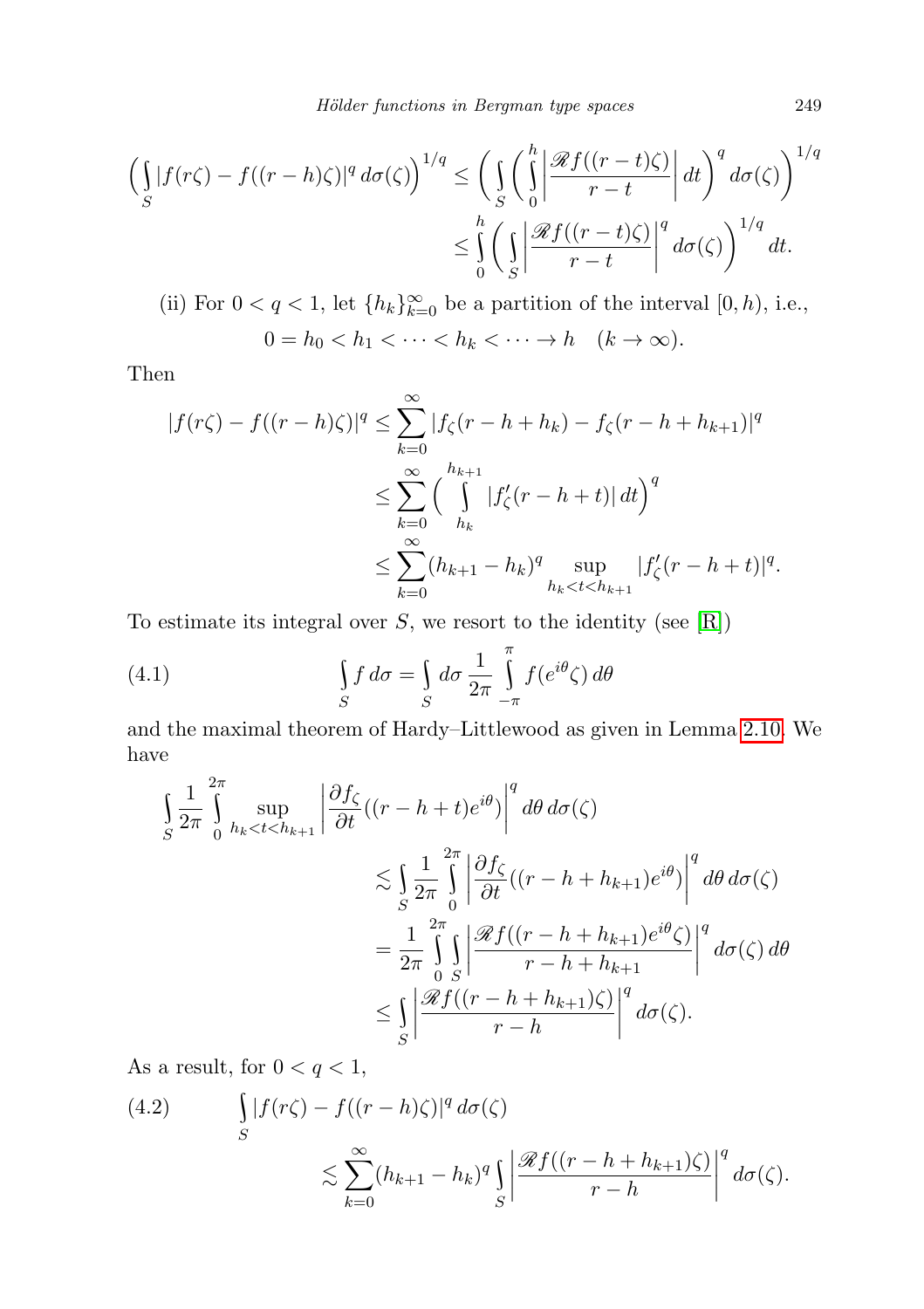$$
\Big(\int_S |f(r\zeta) - f((r-h)\zeta)|^q \, d\sigma(\zeta)\Big)^{1/q} \le \bigg(\int_S \bigg(\int_0^h \bigg|\frac{\mathscr{R}f((r-t)\zeta)}{r-t}\bigg| \, dt\bigg)^q d\sigma(\zeta)\bigg)^{1/q}
$$

$$
\le \int_0^h \bigg(\int_S \bigg|\frac{\mathscr{R}f((r-t)\zeta)}{r-t}\bigg|^q d\sigma(\zeta)\bigg)^{1/q} dt.
$$

(ii) For $0 < q < 1$, let $\{h_k\}_{k=0}^{\infty}$ be a partition of the interval $[0, h)$, i.e.,

$$
0 = h_0 < h_1 < \cdots < h_k < \cdots \to h \quad (k \to \infty).
$$

Then

$$
\begin{aligned}
|f(r\zeta) - f((r-h)\zeta)|^q &\le \sum_{k=0}^{\infty} |f_\zeta(r-h+h_k) - f_\zeta(r-h+h_{k+1})|^q \\
&\le \sum_{k=0}^{\infty} \Big(\int_{h_k}^{h_{k+1}} |f'_\zeta(r-h+t)| \, dt\Big)^q \\
&\le \sum_{k=0}^{\infty} (h_{k+1} - h_k)^q \sup_{h_k < t < h_{k+1}} |f'_\zeta(r-h+t)|^q.
\end{aligned}
$$

To estimate its integral over $S$, we resort to the identity (see [R])

$$
\int_S f \, d\sigma = \int_S d\sigma \, \frac{1}{2\pi} \int_{-\pi}^{\pi} f(e^{i\theta}\zeta) \, d\theta \tag{4.1}
$$

and the maximal theorem of Hardy–Littlewood as given in Lemma 2.10. We have

$$
\begin{aligned}
\int_S \frac{1}{2\pi} \int_0^{2\pi} &\sup_{h_k < t < h_{k+1}} \bigg|\frac{\partial f_\zeta}{\partial t}((r-h+t)e^{i\theta})\bigg|^q d\theta \, d\sigma(\zeta) \\
&\lesssim \int_S \frac{1}{2\pi} \int_0^{2\pi} \bigg|\frac{\partial f_\zeta}{\partial t}((r-h+h_{k+1})e^{i\theta})\bigg|^q d\theta \, d\sigma(\zeta) \\
&= \frac{1}{2\pi} \int_0^{2\pi} \int_S \bigg|\frac{\mathscr{R}f((r-h+h_{k+1})e^{i\theta}\zeta)}{r-h+h_{k+1}}\bigg|^q d\sigma(\zeta) \, d\theta \\
&\le \int_S \bigg|\frac{\mathscr{R}f((r-h+h_{k+1})\zeta)}{r-h}\bigg|^q d\sigma(\zeta).
\end{aligned}
$$

As a result, for $0 < q < 1$,

$$
\begin{aligned}
\int_S &|f(r\zeta) - f((r-h)\zeta)|^q \, d\sigma(\zeta) \\
&\lesssim \sum_{k=0}^{\infty} (h_{k+1} - h_k)^q \int_S \bigg|\frac{\mathscr{R}f((r-h+h_{k+1})\zeta)}{r-h}\bigg|^q d\sigma(\zeta).
\end{aligned} \tag{4.2}
$$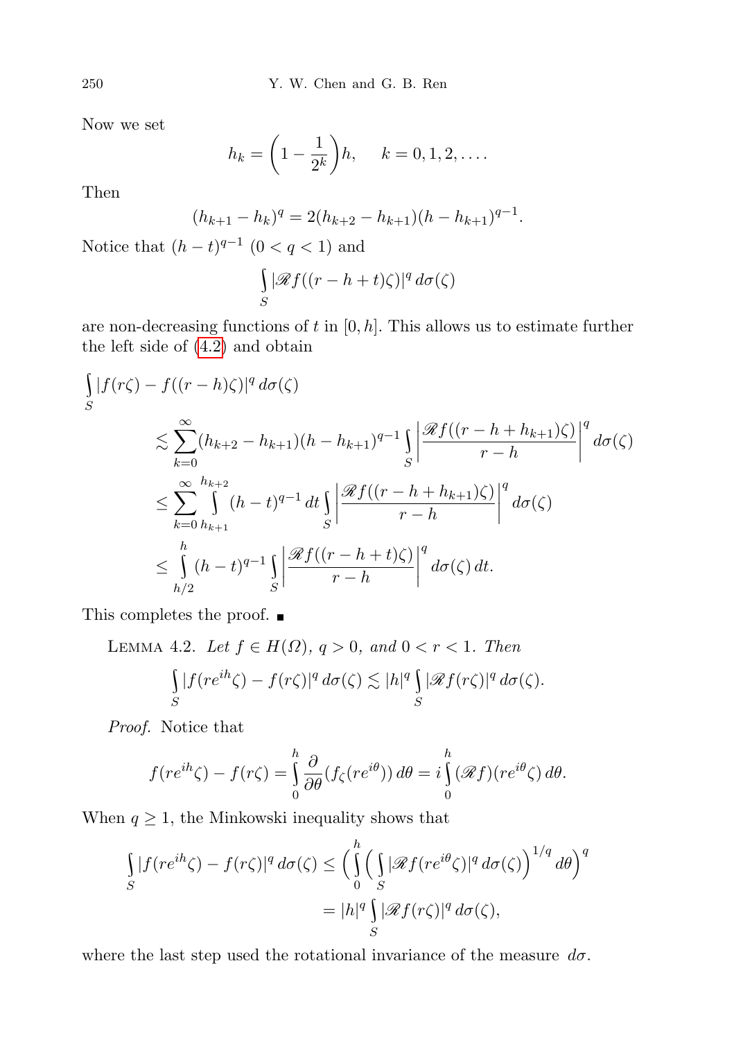Now we set

$$h_k = \left(1 - \frac{1}{2^k}\right)h, \qquad k = 0, 1, 2, \ldots.$$

Then

$$(h_{k+1} - h_k)^q = 2(h_{k+2} - h_{k+1})(h - h_{k+1})^{q-1}.$$

Notice that $(h-t)^{q-1}$ $(0 < q < 1)$ and

$$\int_S |\mathscr{R} f((r - h + t)\zeta)|^q \, d\sigma(\zeta)$$

are non-decreasing functions of $t$ in $[0, h]$. This allows us to estimate further the left side of (4.2) and obtain

$$\begin{aligned}
\int_S |f(r\zeta) - f((r-h)\zeta)|^q \, d\sigma(\zeta) \\
&\lesssim \sum_{k=0}^{\infty} (h_{k+2} - h_{k+1})(h - h_{k+1})^{q-1} \int_S \left| \frac{\mathscr{R} f((r - h + h_{k+1})\zeta)}{r - h} \right|^q d\sigma(\zeta) \\
&\le \sum_{k=0}^{\infty} \int_{h_{k+1}}^{h_{k+2}} (h-t)^{q-1} \, dt \int_S \left| \frac{\mathscr{R} f((r - h + h_{k+1})\zeta)}{r - h} \right|^q d\sigma(\zeta) \\
&\le \int_{h/2}^{h} (h-t)^{q-1} \int_S \left| \frac{\mathscr{R} f((r - h + t)\zeta)}{r - h} \right|^q d\sigma(\zeta) \, dt.
\end{aligned}$$

This completes the proof. ■

**Lemma 4.2.** *Let $f \in H(\Omega)$, $q > 0$, and $0 < r < 1$. Then*

$$\int_S |f(re^{ih}\zeta) - f(r\zeta)|^q \, d\sigma(\zeta) \lesssim |h|^q \int_S |\mathscr{R} f(r\zeta)|^q \, d\sigma(\zeta).$$

*Proof.* Notice that

$$f(re^{ih}\zeta) - f(r\zeta) = \int_0^h \frac{\partial}{\partial \theta}(f_\zeta(re^{i\theta})) \, d\theta = i \int_0^h (\mathscr{R} f)(re^{i\theta}\zeta) \, d\theta.$$

When $q \ge 1$, the Minkowski inequality shows that

$$\begin{aligned}
\int_S |f(re^{ih}\zeta) - f(r\zeta)|^q \, d\sigma(\zeta) &\le \left( \int_0^h \left( \int_S |\mathscr{R} f(re^{i\theta}\zeta)|^q \, d\sigma(\zeta) \right)^{1/q} d\theta \right)^q \\
&= |h|^q \int_S |\mathscr{R} f(r\zeta)|^q \, d\sigma(\zeta),
\end{aligned}$$

where the last step used the rotational invariance of the measure $d\sigma$.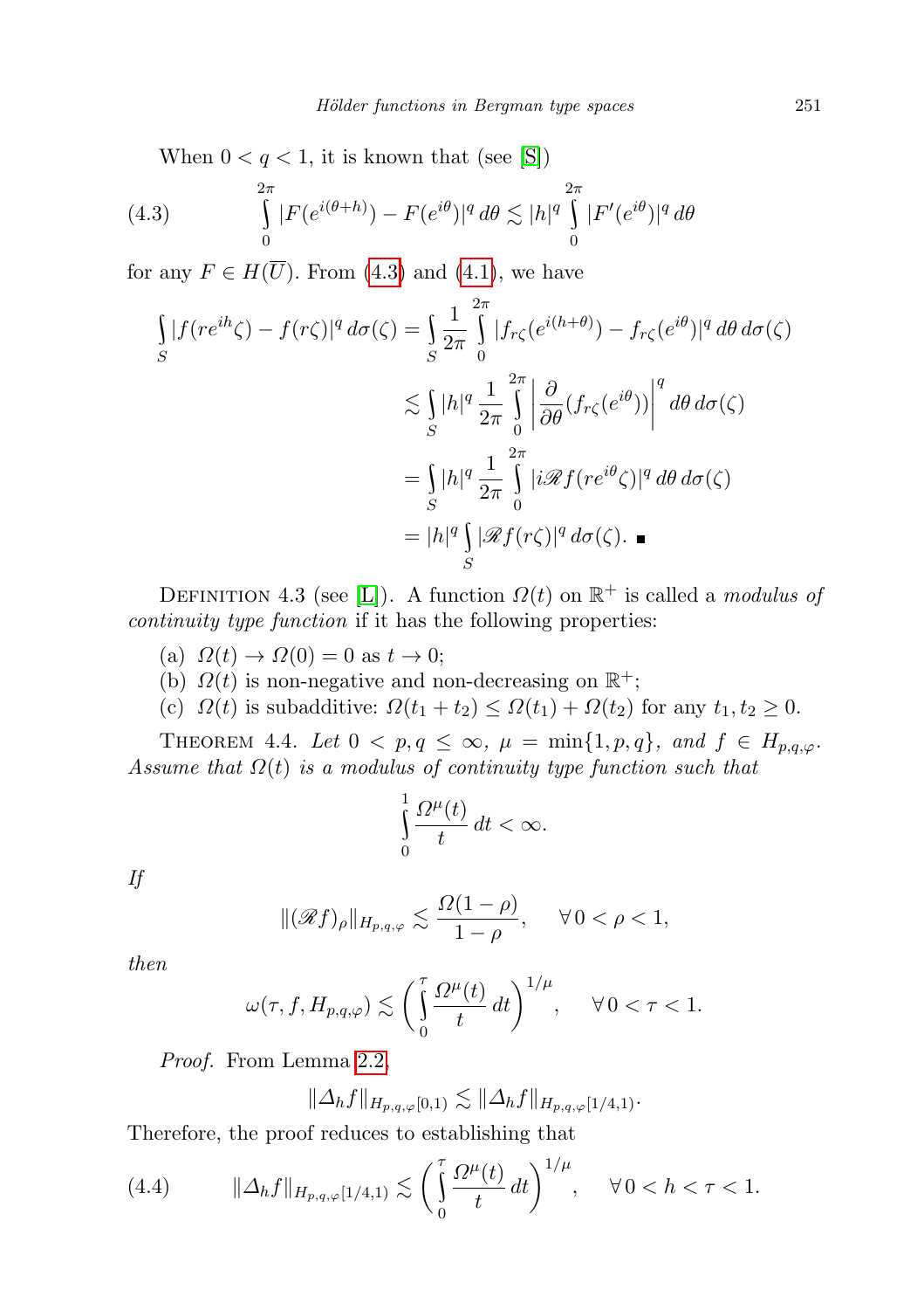When $0 < q < 1$, it is known that (see [S])

$$\int_0^{2\pi} |F(e^{i(\theta+h)}) - F(e^{i\theta})|^q \, d\theta \lesssim |h|^q \int_0^{2\pi} |F'(e^{i\theta})|^q \, d\theta \tag{4.3}$$

for any $F \in H(\overline{U})$. From (4.3) and (4.1), we have

$$\begin{aligned}
\int_S |f(re^{ih}\zeta) - f(r\zeta)|^q \, d\sigma(\zeta) &= \int_S \frac{1}{2\pi} \int_0^{2\pi} |f_{r\zeta}(e^{i(h+\theta)}) - f_{r\zeta}(e^{i\theta})|^q \, d\theta \, d\sigma(\zeta) \\
&\lesssim \int_S |h|^q \frac{1}{2\pi} \int_0^{2\pi} \left| \frac{\partial}{\partial\theta}(f_{r\zeta}(e^{i\theta})) \right|^q d\theta \, d\sigma(\zeta) \\
&= \int_S |h|^q \frac{1}{2\pi} \int_0^{2\pi} |i\mathscr{R} f(re^{i\theta}\zeta)|^q \, d\theta \, d\sigma(\zeta) \\
&= |h|^q \int_S |\mathscr{R} f(r\zeta)|^q \, d\sigma(\zeta). \qquad \blacksquare
\end{aligned}$$

Definition 4.3 (see [L]). A function $\Omega(t)$ on $\mathbb{R}^+$ is called a *modulus of continuity type function* if it has the following properties:

(a) $\Omega(t) \to \Omega(0) = 0$ as $t \to 0$;
(b) $\Omega(t)$ is non-negative and non-decreasing on $\mathbb{R}^+$;
(c) $\Omega(t)$ is subadditive: $\Omega(t_1 + t_2) \le \Omega(t_1) + \Omega(t_2)$ for any $t_1, t_2 \ge 0$.

Theorem 4.4. *Let $0 < p, q \le \infty$, $\mu = \min\{1, p, q\}$, and $f \in H_{p,q,\varphi}$. Assume that $\Omega(t)$ is a modulus of continuity type function such that*

$$\int_0^1 \frac{\Omega^\mu(t)}{t} \, dt < \infty.$$

*If*

$$\|(\mathscr{R} f)_\rho\|_{H_{p,q,\varphi}} \lesssim \frac{\Omega(1-\rho)}{1-\rho}, \qquad \forall\, 0 < \rho < 1,$$

*then*

$$\omega(\tau, f, H_{p,q,\varphi}) \lesssim \left( \int_0^\tau \frac{\Omega^\mu(t)}{t} \, dt \right)^{1/\mu}, \qquad \forall\, 0 < \tau < 1.$$

*Proof.* From Lemma 2.2,

$$\|\Delta_h f\|_{H_{p,q,\varphi}[0,1)} \lesssim \|\Delta_h f\|_{H_{p,q,\varphi}[1/4,1)}.$$

Therefore, the proof reduces to establishing that

$$\|\Delta_h f\|_{H_{p,q,\varphi}[1/4,1)} \lesssim \left( \int_0^\tau \frac{\Omega^\mu(t)}{t} \, dt \right)^{1/\mu}, \qquad \forall\, 0 < h < \tau < 1. \tag{4.4}$$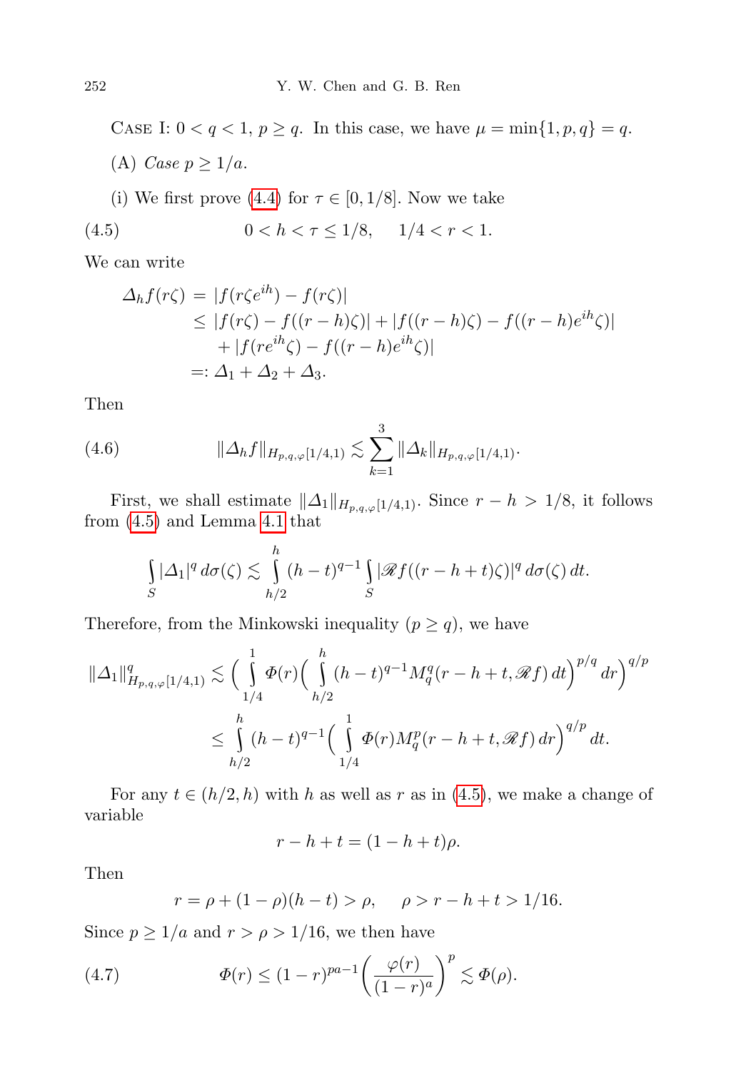Case I: $0 < q < 1$, $p \geq q$. In this case, we have $\mu = \min\{1, p, q\} = q$.

(A) *Case* $p \geq 1/a$.

(i) We first prove (4.4) for $\tau \in [0, 1/8]$. Now we take

$$0 < h < \tau \leq 1/8, \quad 1/4 < r < 1. \tag{4.5}$$

We can write

$$\begin{aligned}
\Delta_h f(r\zeta) &= |f(r\zeta e^{ih}) - f(r\zeta)| \\
&\leq |f(r\zeta) - f((r-h)\zeta)| + |f((r-h)\zeta) - f((r-h)e^{ih}\zeta)| \\
&\quad + |f(re^{ih}\zeta) - f((r-h)e^{ih}\zeta)| \\
&=: \Delta_1 + \Delta_2 + \Delta_3.
\end{aligned}$$

Then

$$\|\Delta_h f\|_{H_{p,q,\varphi}[1/4,1)} \lesssim \sum_{k=1}^{3} \|\Delta_k\|_{H_{p,q,\varphi}[1/4,1)}. \tag{4.6}$$

First, we shall estimate $\|\Delta_1\|_{H_{p,q,\varphi}[1/4,1)}$. Since $r - h > 1/8$, it follows from (4.5) and Lemma 4.1 that

$$\int_S |\Delta_1|^q \, d\sigma(\zeta) \lesssim \int_{h/2}^{h} (h-t)^{q-1} \int_S |\mathscr{R} f((r-h+t)\zeta)|^q \, d\sigma(\zeta) \, dt.$$

Therefore, from the Minkowski inequality ($p \geq q$), we have

$$\begin{aligned}
\|\Delta_1\|^q_{H_{p,q,\varphi}[1/4,1)} &\lesssim \bigg( \int_{1/4}^{1} \Phi(r) \Big( \int_{h/2}^{h} (h-t)^{q-1} M_q^q(r-h+t, \mathscr{R} f) \, dt \Big)^{p/q} dr \bigg)^{q/p} \\
&\leq \int_{h/2}^{h} (h-t)^{q-1} \Big( \int_{1/4}^{1} \Phi(r) M_q^p(r-h+t, \mathscr{R} f) \, dr \Big)^{q/p} dt.
\end{aligned}$$

For any $t \in (h/2, h)$ with $h$ as well as $r$ as in (4.5), we make a change of variable

$$r - h + t = (1 - h + t)\rho.$$

Then

$$r = \rho + (1-\rho)(h-t) > \rho, \quad \rho > r - h + t > 1/16.$$

Since $p \geq 1/a$ and $r > \rho > 1/16$, we then have

$$\Phi(r) \leq (1-r)^{pa-1} \bigg( \frac{\varphi(r)}{(1-r)^a} \bigg)^p \lesssim \Phi(\rho). \tag{4.7}$$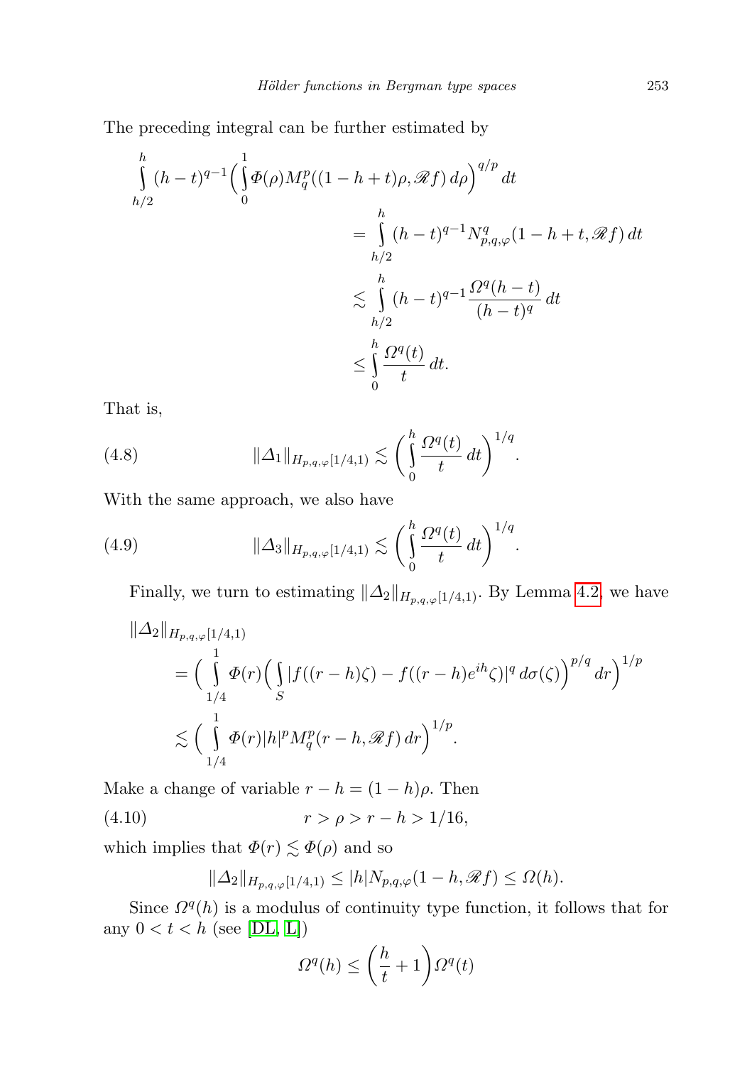The preceding integral can be further estimated by

$$\begin{aligned}
\int_{h/2}^{h} (h-t)^{q-1}\Big(\int_0^1 \Phi(\rho) M_q^p((1-h+t)\rho, \mathscr{R}f)\,d\rho\Big)^{q/p}\,dt \\
&= \int_{h/2}^{h} (h-t)^{q-1} N_{p,q,\varphi}^q(1-h+t, \mathscr{R}f)\,dt \\
&\lesssim \int_{h/2}^{h} (h-t)^{q-1}\frac{\Omega^q(h-t)}{(h-t)^q}\,dt \\
&\le \int_0^h \frac{\Omega^q(t)}{t}\,dt.
\end{aligned}$$

That is,

$$\|\Delta_1\|_{H_{p,q,\varphi}[1/4,1)} \lesssim \Big(\int_0^h \frac{\Omega^q(t)}{t}\,dt\Big)^{1/q}. \tag{4.8}$$

With the same approach, we also have

$$\|\Delta_3\|_{H_{p,q,\varphi}[1/4,1)} \lesssim \Big(\int_0^h \frac{\Omega^q(t)}{t}\,dt\Big)^{1/q}. \tag{4.9}$$

Finally, we turn to estimating $\|\Delta_2\|_{H_{p,q,\varphi}[1/4,1)}$. By Lemma 4.2, we have

$$\begin{aligned}
&\|\Delta_2\|_{H_{p,q,\varphi}[1/4,1)} \\
&\quad = \Big(\int_{1/4}^{1} \Phi(r)\Big(\int_S |f((r-h)\zeta) - f((r-h)e^{ih}\zeta)|^q\,d\sigma(\zeta)\Big)^{p/q}\,dr\Big)^{1/p} \\
&\quad \lesssim \Big(\int_{1/4}^{1} \Phi(r)|h|^p M_q^p(r-h, \mathscr{R}f)\,dr\Big)^{1/p}.
\end{aligned}$$

Make a change of variable $r-h = (1-h)\rho$. Then

$$r > \rho > r-h > 1/16, \tag{4.10}$$

which implies that $\Phi(r) \lesssim \Phi(\rho)$ and so

$$\|\Delta_2\|_{H_{p,q,\varphi}[1/4,1)} \le |h| N_{p,q,\varphi}(1-h, \mathscr{R}f) \le \Omega(h).$$

Since $\Omega^q(h)$ is a modulus of continuity type function, it follows that for any $0 < t < h$ (see [DL, L])

$$\Omega^q(h) \le \Big(\frac{h}{t} + 1\Big)\Omega^q(t)$$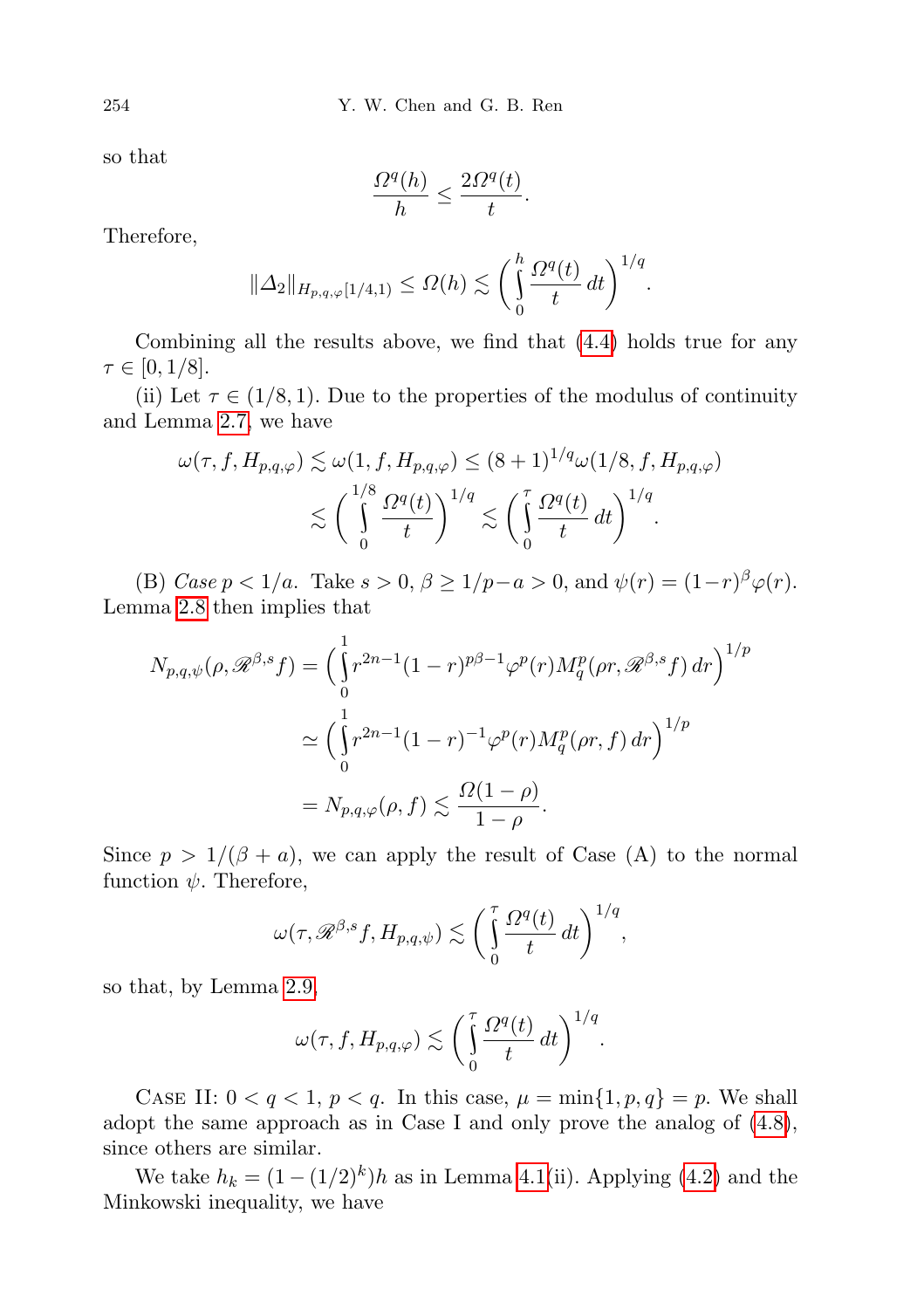so that

$$\frac{\Omega^q(h)}{h} \leq \frac{2\Omega^q(t)}{t}.$$

Therefore,

$$\|\Delta_2\|_{H_{p,q,\varphi}[1/4,1)} \leq \Omega(h) \lesssim \Big(\int_0^h \frac{\Omega^q(t)}{t}\,dt\Big)^{1/q}.$$

Combining all the results above, we find that (4.4) holds true for any $\tau \in [0, 1/8]$.

(ii) Let $\tau \in (1/8, 1)$. Due to the properties of the modulus of continuity and Lemma 2.7, we have

$$\begin{aligned}\omega(\tau, f, H_{p,q,\varphi}) &\lesssim \omega(1, f, H_{p,q,\varphi}) \leq (8+1)^{1/q}\omega(1/8, f, H_{p,q,\varphi})\\ &\lesssim \Big(\int_0^{1/8} \frac{\Omega^q(t)}{t}\Big)^{1/q} \lesssim \Big(\int_0^{\tau} \frac{\Omega^q(t)}{t}\,dt\Big)^{1/q}.\end{aligned}$$

(B) *Case* $p < 1/a$. Take $s > 0$, $\beta \geq 1/p - a > 0$, and $\psi(r) = (1-r)^\beta\varphi(r)$. Lemma 2.8 then implies that

$$\begin{aligned}N_{p,q,\psi}(\rho, \mathscr{R}^{\beta,s} f) &= \Big(\int_0^1 r^{2n-1}(1-r)^{p\beta-1}\varphi^p(r) M_q^p(\rho r, \mathscr{R}^{\beta,s} f)\,dr\Big)^{1/p}\\ &\simeq \Big(\int_0^1 r^{2n-1}(1-r)^{-1}\varphi^p(r) M_q^p(\rho r, f)\,dr\Big)^{1/p}\\ &= N_{p,q,\varphi}(\rho, f) \lesssim \frac{\Omega(1-\rho)}{1-\rho}.\end{aligned}$$

Since $p > 1/(\beta + a)$, we can apply the result of Case (A) to the normal function $\psi$. Therefore,

$$\omega(\tau, \mathscr{R}^{\beta,s} f, H_{p,q,\psi}) \lesssim \Big(\int_0^{\tau} \frac{\Omega^q(t)}{t}\,dt\Big)^{1/q},$$

so that, by Lemma 2.9,

$$\omega(\tau, f, H_{p,q,\varphi}) \lesssim \Big(\int_0^{\tau} \frac{\Omega^q(t)}{t}\,dt\Big)^{1/q}.$$

Case II: $0 < q < 1$, $p < q$. In this case, $\mu = \min\{1, p, q\} = p$. We shall adopt the same approach as in Case I and only prove the analog of (4.8), since others are similar.

We take $h_k = (1 - (1/2)^k)h$ as in Lemma 4.1(ii). Applying (4.2) and the Minkowski inequality, we have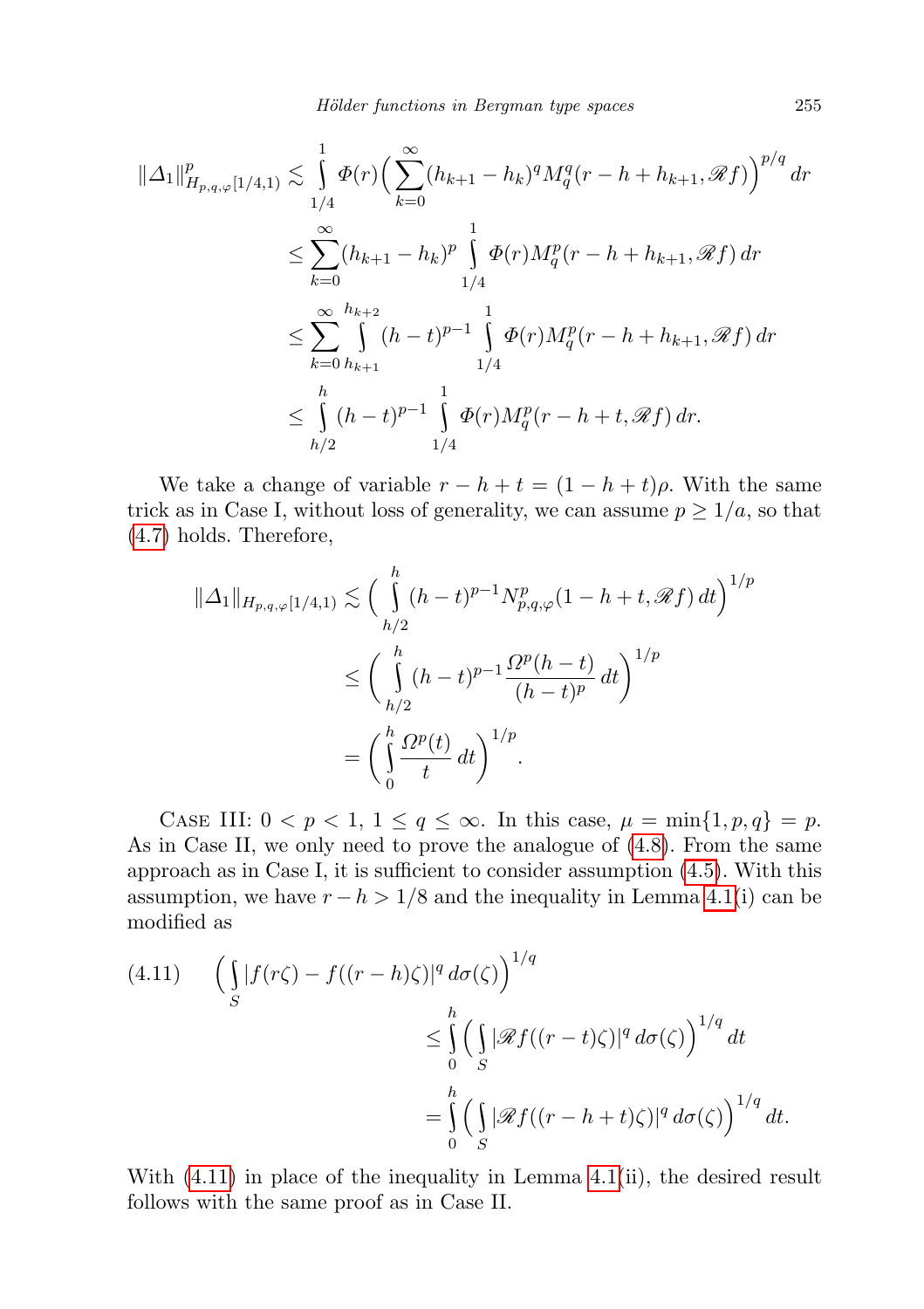$$
\begin{aligned}
\|\Delta_1\|^p_{H_{p,q,\varphi}[1/4,1)} &\lesssim \int_{1/4}^{1} \Phi(r)\Big(\sum_{k=0}^{\infty}(h_{k+1}-h_k)^q M_q^q(r-h+h_{k+1},\mathscr{R}f)\Big)^{p/q}\,dr \\
&\le \sum_{k=0}^{\infty}(h_{k+1}-h_k)^p \int_{1/4}^{1} \Phi(r) M_q^p(r-h+h_{k+1},\mathscr{R}f)\,dr \\
&\le \sum_{k=0}^{\infty}\int_{h_{k+1}}^{h_{k+2}}(h-t)^{p-1}\int_{1/4}^{1}\Phi(r)M_q^p(r-h+h_{k+1},\mathscr{R}f)\,dr \\
&\le \int_{h/2}^{h}(h-t)^{p-1}\int_{1/4}^{1}\Phi(r)M_q^p(r-h+t,\mathscr{R}f)\,dr.
\end{aligned}
$$

We take a change of variable $r-h+t=(1-h+t)\rho$. With the same trick as in Case I, without loss of generality, we can assume $p \ge 1/a$, so that (4.7) holds. Therefore,

$$
\begin{aligned}
\|\Delta_1\|_{H_{p,q,\varphi}[1/4,1)} &\lesssim \Big(\int_{h/2}^{h}(h-t)^{p-1}N^p_{p,q,\varphi}(1-h+t,\mathscr{R}f)\,dt\Big)^{1/p} \\
&\le \Big(\int_{h/2}^{h}(h-t)^{p-1}\frac{\Omega^p(h-t)}{(h-t)^p}\,dt\Big)^{1/p} \\
&= \Big(\int_0^h \frac{\Omega^p(t)}{t}\,dt\Big)^{1/p}.
\end{aligned}
$$

Case III: $0<p<1$, $1\le q\le\infty$. In this case, $\mu=\min\{1,p,q\}=p$. As in Case II, we only need to prove the analogue of (4.8). From the same approach as in Case I, it is sufficient to consider assumption (4.5). With this assumption, we have $r-h>1/8$ and the inequality in Lemma 4.1(i) can be modified as

$$
\begin{aligned}
\text{(4.11)}\qquad \Big(\int_S |f(r\zeta)-f((r-h)\zeta)|^q\,d\sigma(\zeta)\Big)^{1/q} &\le \int_0^h\Big(\int_S|\mathscr{R}f((r-t)\zeta)|^q\,d\sigma(\zeta)\Big)^{1/q}dt \\
&= \int_0^h\Big(\int_S|\mathscr{R}f((r-h+t)\zeta)|^q\,d\sigma(\zeta)\Big)^{1/q}dt.
\end{aligned}
$$

With (4.11) in place of the inequality in Lemma 4.1(ii), the desired result follows with the same proof as in Case II.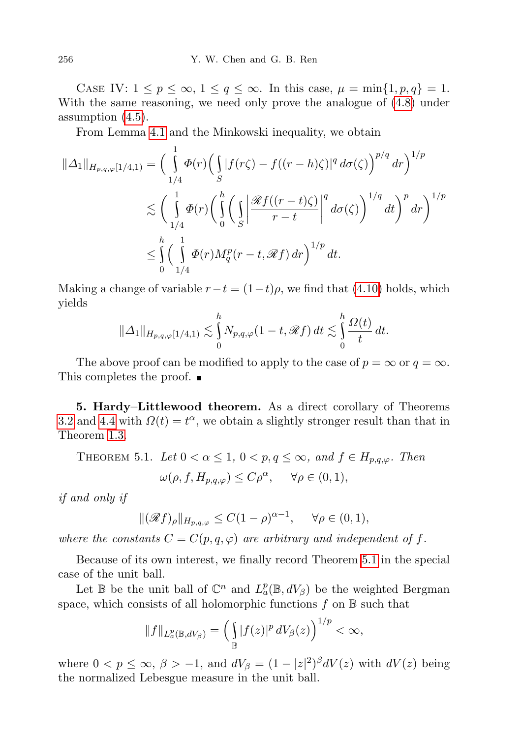Case IV: $1 \le p \le \infty$, $1 \le q \le \infty$. In this case, $\mu = \min\{1, p, q\} = 1$. With the same reasoning, we need only prove the analogue of (4.8) under assumption (4.5).

From Lemma 4.1 and the Minkowski inequality, we obtain

$$
\begin{aligned}
\|\Delta_1\|_{H_{p,q,\varphi}[1/4,1)} &= \Big( \int_{1/4}^{1} \Phi(r) \Big( \int_S |f(r\zeta) - f((r-h)\zeta)|^q \, d\sigma(\zeta) \Big)^{p/q} dr \Big)^{1/p} \\
&\lesssim \Big( \int_{1/4}^{1} \Phi(r) \Big( \int_0^h \Big( \int_S \Big| \frac{\mathscr{R} f((r-t)\zeta)}{r-t} \Big|^q d\sigma(\zeta) \Big)^{1/q} dt \Big)^p dr \Big)^{1/p} \\
&\le \int_0^h \Big( \int_{1/4}^{1} \Phi(r) M_q^p(r-t, \mathscr{R} f) \, dr \Big)^{1/p} dt.
\end{aligned}
$$

Making a change of variable $r - t = (1-t)\rho$, we find that (4.10) holds, which yields

$$
\|\Delta_1\|_{H_{p,q,\varphi}[1/4,1)} \lesssim \int_0^h N_{p,q,\varphi}(1-t, \mathscr{R} f) \, dt \lesssim \int_0^h \frac{\Omega(t)}{t} \, dt.
$$

The above proof can be modified to apply to the case of $p = \infty$ or $q = \infty$. This completes the proof. ∎

## 5. Hardy–Littlewood theorem.

As a direct corollary of Theorems 3.2 and 4.4 with $\Omega(t) = t^\alpha$, we obtain a slightly stronger result than that in Theorem 1.3.

**Theorem 5.1.** *Let $0 < \alpha \le 1$, $0 < p, q \le \infty$, and $f \in H_{p,q,\varphi}$. Then*

$$
\omega(\rho, f, H_{p,q,\varphi}) \le C\rho^\alpha, \qquad \forall \rho \in (0,1),
$$

*if and only if*

$$
\|(\mathscr{R} f)_\rho\|_{H_{p,q,\varphi}} \le C(1-\rho)^{\alpha - 1}, \qquad \forall \rho \in (0,1),
$$

*where the constants $C = C(p,q,\varphi)$ are arbitrary and independent of $f$.*

Because of its own interest, we finally record Theorem 5.1 in the special case of the unit ball.

Let $\mathbb{B}$ be the unit ball of $\mathbb{C}^n$ and $L^p_a(\mathbb{B}, dV_\beta)$ be the weighted Bergman space, which consists of all holomorphic functions $f$ on $\mathbb{B}$ such that

$$
\|f\|_{L^p_a(\mathbb{B}, dV_\beta)} = \Big( \int_{\mathbb{B}} |f(z)|^p \, dV_\beta(z) \Big)^{1/p} < \infty,
$$

where $0 < p \le \infty$, $\beta > -1$, and $dV_\beta = (1 - |z|^2)^\beta dV(z)$ with $dV(z)$ being the normalized Lebesgue measure in the unit ball.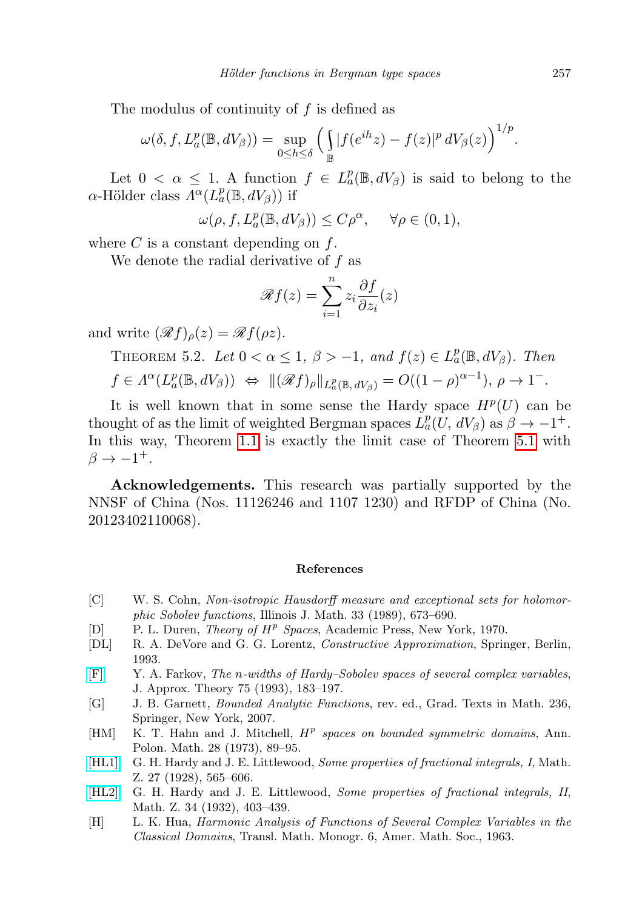The modulus of continuity of $f$ is defined as

$$\omega(\delta, f, L^p_a(\mathbb{B}, dV_\beta)) = \sup_{0\le h\le\delta} \Big( \int_{\mathbb{B}} |f(e^{ih}z) - f(z)|^p \, dV_\beta(z)\Big)^{1/p}.$$

Let $0 < \alpha \le 1$. A function $f \in L^p_a(\mathbb{B}, dV_\beta)$ is said to belong to the $\alpha$-Hölder class $\Lambda^\alpha(L^p_a(\mathbb{B}, dV_\beta))$ if

$$\omega(\rho, f, L^p_a(\mathbb{B}, dV_\beta)) \le C\rho^\alpha, \quad \forall \rho \in (0, 1),$$

where $C$ is a constant depending on $f$.

We denote the radial derivative of $f$ as

$$\mathscr{R}f(z) = \sum_{i=1}^{n} z_i \frac{\partial f}{\partial z_i}(z)$$

and write $(\mathscr{R}f)_\rho(z) = \mathscr{R}f(\rho z)$.

Theorem 5.2. *Let $0 < \alpha \le 1$, $\beta > -1$, and $f(z) \in L^p_a(\mathbb{B}, dV_\beta)$. Then $f \in \Lambda^\alpha(L^p_a(\mathbb{B}, dV_\beta)) \;\Leftrightarrow\; \|(\mathscr{R}f)_\rho\|_{L^p_a(\mathbb{B}, dV_\beta)} = O((1-\rho)^{\alpha-1})$, $\rho \to 1^-$.*

It is well known that in some sense the Hardy space $H^p(U)$ can be thought of as the limit of weighted Bergman spaces $L^p_a(U, dV_\beta)$ as $\beta \to -1^+$. In this way, Theorem 1.1 is exactly the limit case of Theorem 5.1 with $\beta \to -1^+$.

**Acknowledgements.** This research was partially supported by the NNSF of China (Nos. 11126246 and 1107 1230) and RFDP of China (No. 20123402110068).

## References

- [C] W. S. Cohn, *Non-isotropic Hausdorff measure and exceptional sets for holomorphic Sobolev functions*, Illinois J. Math. 33 (1989), 673–690.
- [D] P. L. Duren, *Theory of $H^p$ Spaces*, Academic Press, New York, 1970.
- [DL] R. A. DeVore and G. G. Lorentz, *Constructive Approximation*, Springer, Berlin, 1993.
- [F] Y. A. Farkov, *The n-widths of Hardy–Sobolev spaces of several complex variables*, J. Approx. Theory 75 (1993), 183–197.
- [G] J. B. Garnett, *Bounded Analytic Functions*, rev. ed., Grad. Texts in Math. 236, Springer, New York, 2007.
- [HM] K. T. Hahn and J. Mitchell, *$H^p$ spaces on bounded symmetric domains*, Ann. Polon. Math. 28 (1973), 89–95.
- [HL1] G. H. Hardy and J. E. Littlewood, *Some properties of fractional integrals, I*, Math. Z. 27 (1928), 565–606.
- [HL2] G. H. Hardy and J. E. Littlewood, *Some properties of fractional integrals, II*, Math. Z. 34 (1932), 403–439.
- [H] L. K. Hua, *Harmonic Analysis of Functions of Several Complex Variables in the Classical Domains*, Transl. Math. Monogr. 6, Amer. Math. Soc., 1963.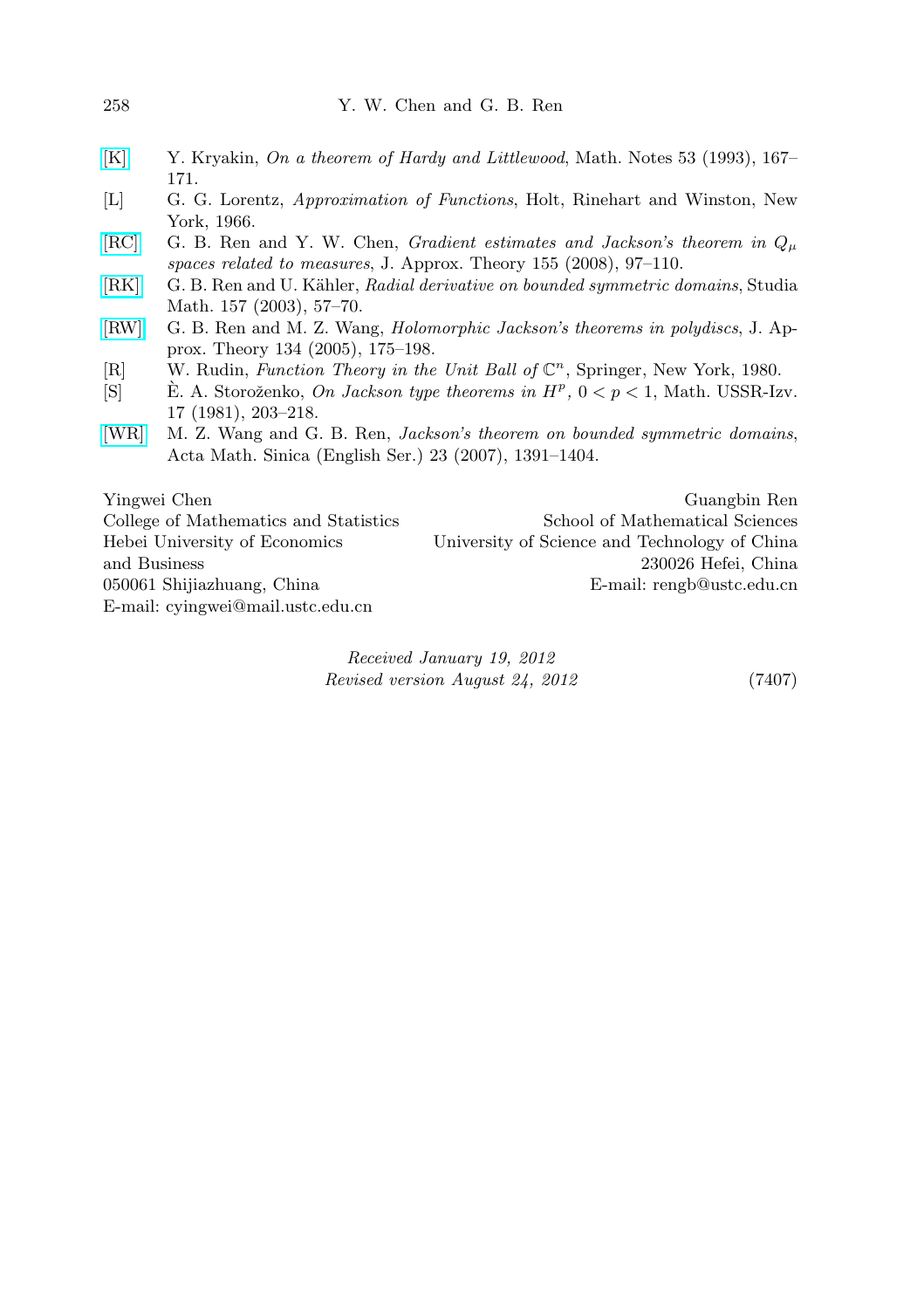[K] Y. Kryakin, *On a theorem of Hardy and Littlewood*, Math. Notes 53 (1993), 167–171.

[L] G. G. Lorentz, *Approximation of Functions*, Holt, Rinehart and Winston, New York, 1966.

[RC] G. B. Ren and Y. W. Chen, *Gradient estimates and Jackson's theorem in $Q_\mu$ spaces related to measures*, J. Approx. Theory 155 (2008), 97–110.

[RK] G. B. Ren and U. Kähler, *Radial derivative on bounded symmetric domains*, Studia Math. 157 (2003), 57–70.

[RW] G. B. Ren and M. Z. Wang, *Holomorphic Jackson's theorems in polydiscs*, J. Approx. Theory 134 (2005), 175–198.

[R] W. Rudin, *Function Theory in the Unit Ball of $\mathbb{C}^n$*, Springer, New York, 1980.

[S] È. A. Storoženko, *On Jackson type theorems in $H^p$, $0 < p < 1$*, Math. USSR-Izv. 17 (1981), 203–218.

[WR] M. Z. Wang and G. B. Ren, *Jackson's theorem on bounded symmetric domains*, Acta Math. Sinica (English Ser.) 23 (2007), 1391–1404.

Yingwei Chen
College of Mathematics and Statistics
Hebei University of Economics and Business
050061 Shijiazhuang, China
E-mail: cyingwei@mail.ustc.edu.cn

Guangbin Ren
School of Mathematical Sciences
University of Science and Technology of China
230026 Hefei, China
E-mail: rengb@ustc.edu.cn

*Received January 19, 2012*
*Revised version August 24, 2012* (7407)